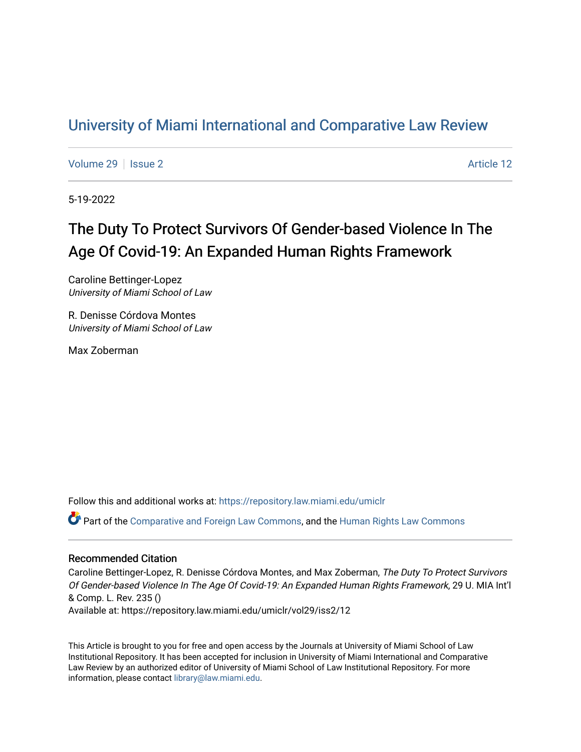# University of Miami International and Comparative Law Review

Volume 29 | Issue 2 | Article 12

5-19-2022

## The Duty To Protect Survivors Of Gender-based Violence In The Age Of Covid-19: An Expanded Human Rights Framework

Caroline Bettinger-Lopez
*University of Miami School of Law*

R. Denisse Córdova Montes
*University of Miami School of Law*

Max Zoberman

Follow this and additional works at: https://repository.law.miami.edu/umiclr

Part of the Comparative and Foreign Law Commons, and the Human Rights Law Commons

### Recommended Citation

Caroline Bettinger-Lopez, R. Denisse Córdova Montes, and Max Zoberman, *The Duty To Protect Survivors Of Gender-based Violence In The Age Of Covid-19: An Expanded Human Rights Framework*, 29 U. MIA Int'l & Comp. L. Rev. 235 ()
Available at: https://repository.law.miami.edu/umiclr/vol29/iss2/12

This Article is brought to you for free and open access by the Journals at University of Miami School of Law Institutional Repository. It has been accepted for inclusion in University of Miami International and Comparative Law Review by an authorized editor of University of Miami School of Law Institutional Repository. For more information, please contact library@law.miami.edu.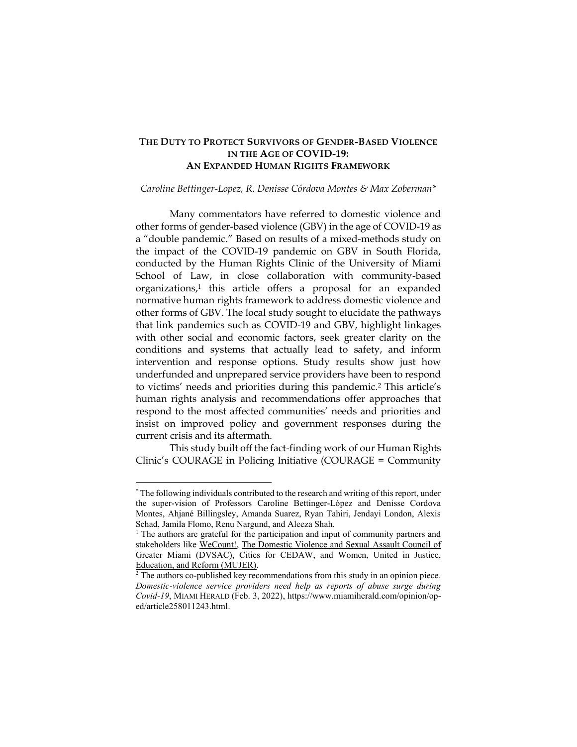# THE DUTY TO PROTECT SURVIVORS OF GENDER-BASED VIOLENCE IN THE AGE OF COVID-19: AN EXPANDED HUMAN RIGHTS FRAMEWORK

*Caroline Bettinger-Lopez, R. Denisse Córdova Montes & Max Zoberman\**

Many commentators have referred to domestic violence and other forms of gender-based violence (GBV) in the age of COVID-19 as a "double pandemic." Based on results of a mixed-methods study on the impact of the COVID-19 pandemic on GBV in South Florida, conducted by the Human Rights Clinic of the University of Miami School of Law, in close collaboration with community-based organizations,[1] this article offers a proposal for an expanded normative human rights framework to address domestic violence and other forms of GBV. The local study sought to elucidate the pathways that link pandemics such as COVID-19 and GBV, highlight linkages with other social and economic factors, seek greater clarity on the conditions and systems that actually lead to safety, and inform intervention and response options. Study results show just how underfunded and unprepared service providers have been to respond to victims' needs and priorities during this pandemic.[2] This article's human rights analysis and recommendations offer approaches that respond to the most affected communities' needs and priorities and insist on improved policy and government responses during the current crisis and its aftermath.

This study built off the fact-finding work of our Human Rights Clinic's COURAGE in Policing Initiative (COURAGE = Community

---

\* The following individuals contributed to the research and writing of this report, under the super-vision of Professors Caroline Bettinger-López and Denisse Cordova Montes, Ahjané Billingsley, Amanda Suarez, Ryan Tahiri, Jendayi London, Alexis Schad, Jamila Flomo, Renu Nargund, and Aleeza Shah.

[1] The authors are grateful for the participation and input of community partners and stakeholders like WeCount!, The Domestic Violence and Sexual Assault Council of Greater Miami (DVSAC), Cities for CEDAW, and Women, United in Justice, Education, and Reform (MUJER).

[2] The authors co-published key recommendations from this study in an opinion piece. *Domestic-violence service providers need help as reports of abuse surge during Covid-19*, MIAMI HERALD (Feb. 3, 2022), https://www.miamiherald.com/opinion/op-ed/article258011243.html.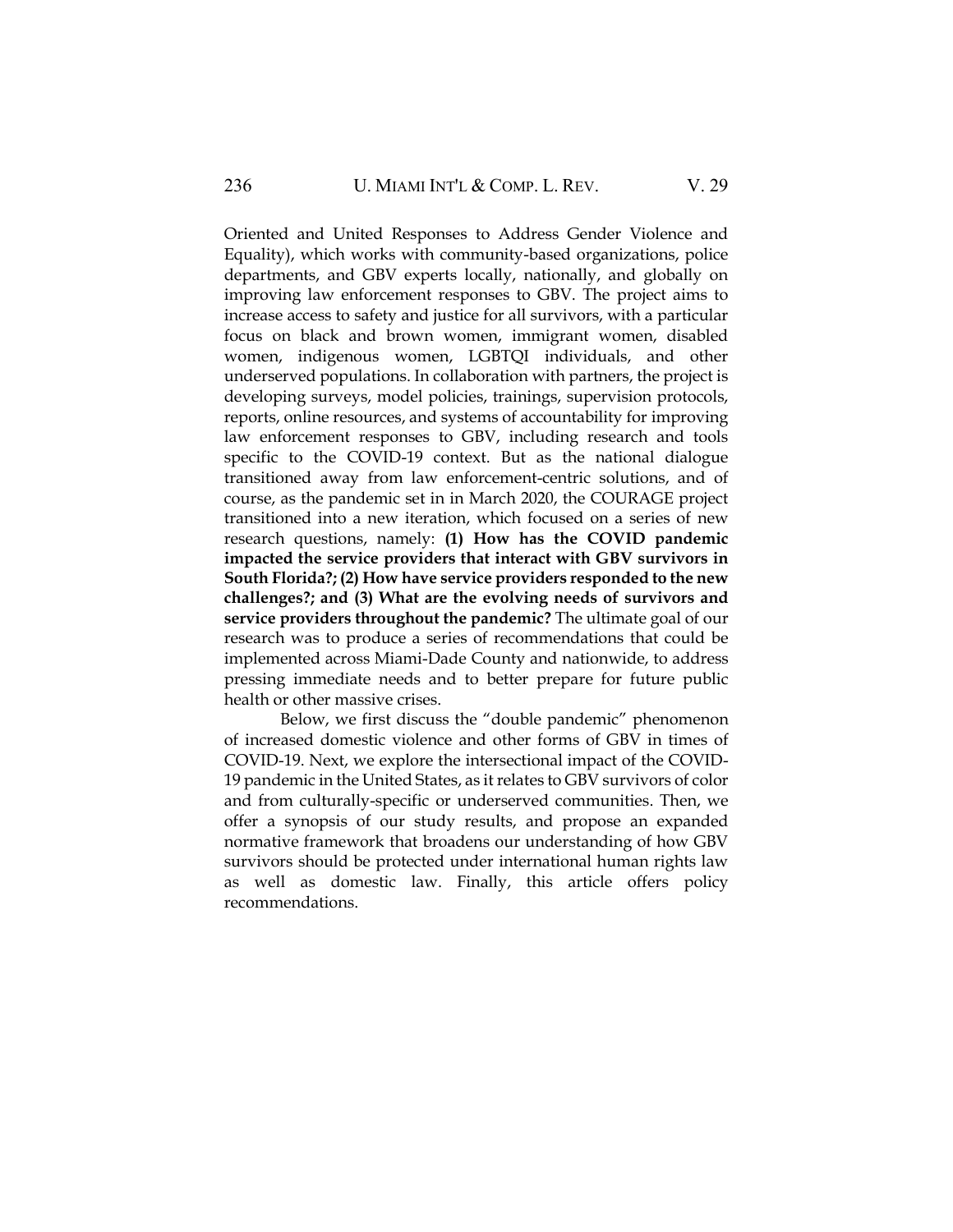Oriented and United Responses to Address Gender Violence and Equality), which works with community-based organizations, police departments, and GBV experts locally, nationally, and globally on improving law enforcement responses to GBV. The project aims to increase access to safety and justice for all survivors, with a particular focus on black and brown women, immigrant women, disabled women, indigenous women, LGBTQI individuals, and other underserved populations. In collaboration with partners, the project is developing surveys, model policies, trainings, supervision protocols, reports, online resources, and systems of accountability for improving law enforcement responses to GBV, including research and tools specific to the COVID-19 context. But as the national dialogue transitioned away from law enforcement-centric solutions, and of course, as the pandemic set in in March 2020, the COURAGE project transitioned into a new iteration, which focused on a series of new research questions, namely: **(1) How has the COVID pandemic impacted the service providers that interact with GBV survivors in South Florida?; (2) How have service providers responded to the new challenges?; and (3) What are the evolving needs of survivors and service providers throughout the pandemic?** The ultimate goal of our research was to produce a series of recommendations that could be implemented across Miami-Dade County and nationwide, to address pressing immediate needs and to better prepare for future public health or other massive crises.

Below, we first discuss the "double pandemic" phenomenon of increased domestic violence and other forms of GBV in times of COVID-19. Next, we explore the intersectional impact of the COVID-19 pandemic in the United States, as it relates to GBV survivors of color and from culturally-specific or underserved communities. Then, we offer a synopsis of our study results, and propose an expanded normative framework that broadens our understanding of how GBV survivors should be protected under international human rights law as well as domestic law. Finally, this article offers policy recommendations.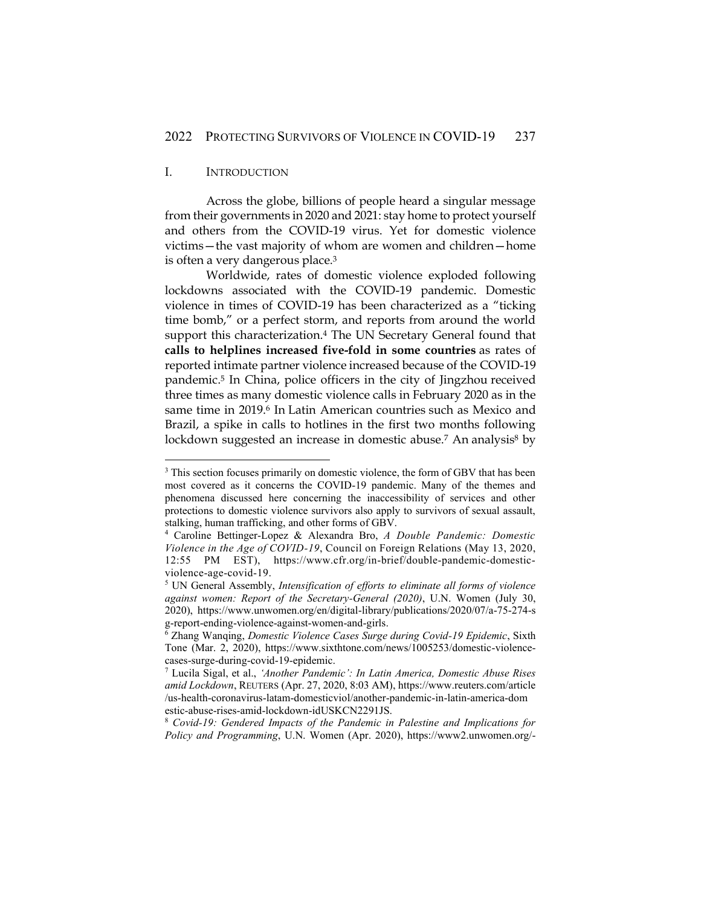## I. INTRODUCTION

Across the globe, billions of people heard a singular message from their governments in 2020 and 2021: stay home to protect yourself and others from the COVID-19 virus. Yet for domestic violence victims—the vast majority of whom are women and children—home is often a very dangerous place.[3]

Worldwide, rates of domestic violence exploded following lockdowns associated with the COVID-19 pandemic. Domestic violence in times of COVID-19 has been characterized as a "ticking time bomb," or a perfect storm, and reports from around the world support this characterization.[4] The UN Secretary General found that **calls to helplines increased five-fold in some countries** as rates of reported intimate partner violence increased because of the COVID-19 pandemic.[5] In China, police officers in the city of Jingzhou received three times as many domestic violence calls in February 2020 as in the same time in 2019.[6] In Latin American countries such as Mexico and Brazil, a spike in calls to hotlines in the first two months following lockdown suggested an increase in domestic abuse.[7] An analysis[8] by

---

[3] This section focuses primarily on domestic violence, the form of GBV that has been most covered as it concerns the COVID-19 pandemic. Many of the themes and phenomena discussed here concerning the inaccessibility of services and other protections to domestic violence survivors also apply to survivors of sexual assault, stalking, human trafficking, and other forms of GBV.

[4] Caroline Bettinger-Lopez & Alexandra Bro, *A Double Pandemic: Domestic Violence in the Age of COVID-19*, Council on Foreign Relations (May 13, 2020, 12:55 PM EST), https://www.cfr.org/in-brief/double-pandemic-domestic-violence-age-covid-19.

[5] UN General Assembly, *Intensification of efforts to eliminate all forms of violence against women: Report of the Secretary-General (2020)*, U.N. Women (July 30, 2020), https://www.unwomen.org/en/digital-library/publications/2020/07/a-75-274-sg-report-ending-violence-against-women-and-girls.

[6] Zhang Wanqing, *Domestic Violence Cases Surge during Covid-19 Epidemic*, Sixth Tone (Mar. 2, 2020), https://www.sixthtone.com/news/1005253/domestic-violence-cases-surge-during-covid-19-epidemic.

[7] Lucila Sigal, et al., *'Another Pandemic': In Latin America, Domestic Abuse Rises amid Lockdown*, REUTERS (Apr. 27, 2020, 8:03 AM), https://www.reuters.com/article/us-health-coronavirus-latam-domesticviol/another-pandemic-in-latin-america-domestic-abuse-rises-amid-lockdown-idUSKCN2291JS.

[8] *Covid-19: Gendered Impacts of the Pandemic in Palestine and Implications for Policy and Programming*, U.N. Women (Apr. 2020), https://www2.unwomen.org/-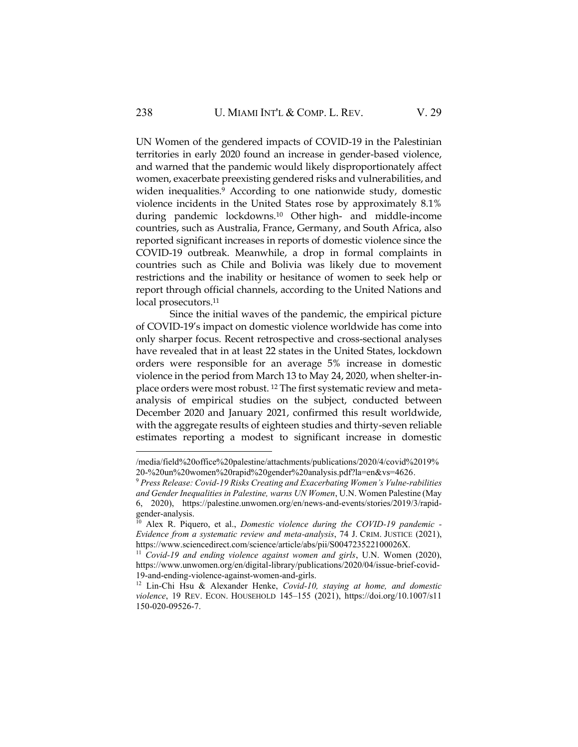UN Women of the gendered impacts of COVID-19 in the Palestinian territories in early 2020 found an increase in gender-based violence, and warned that the pandemic would likely disproportionately affect women, exacerbate preexisting gendered risks and vulnerabilities, and widen inequalities.[9] According to one nationwide study, domestic violence incidents in the United States rose by approximately 8.1% during pandemic lockdowns.[10] Other high- and middle-income countries, such as Australia, France, Germany, and South Africa, also reported significant increases in reports of domestic violence since the COVID-19 outbreak. Meanwhile, a drop in formal complaints in countries such as Chile and Bolivia was likely due to movement restrictions and the inability or hesitance of women to seek help or report through official channels, according to the United Nations and local prosecutors.[11]

Since the initial waves of the pandemic, the empirical picture of COVID-19's impact on domestic violence worldwide has come into only sharper focus. Recent retrospective and cross-sectional analyses have revealed that in at least 22 states in the United States, lockdown orders were responsible for an average 5% increase in domestic violence in the period from March 13 to May 24, 2020, when shelter-in-place orders were most robust.[12] The first systematic review and meta-analysis of empirical studies on the subject, conducted between December 2020 and January 2021, confirmed this result worldwide, with the aggregate results of eighteen studies and thirty-seven reliable estimates reporting a modest to significant increase in domestic

---

/media/field%20office%20palestine/attachments/publications/2020/4/covid%2019%20-%20un%20women%20rapid%20gender%20analysis.pdf?la=en&vs=4626.

[9] *Press Release: Covid-19 Risks Creating and Exacerbating Women's Vulne-rabilities and Gender Inequalities in Palestine, warns UN Women*, U.N. Women Palestine (May 6, 2020), https://palestine.unwomen.org/en/news-and-events/stories/2019/3/rapid-gender-analysis.

[10] Alex R. Piquero, et al., *Domestic violence during the COVID-19 pandemic - Evidence from a systematic review and meta-analysis*, 74 J. CRIM. JUSTICE (2021), https://www.sciencedirect.com/science/article/abs/pii/S004723522100026X.

[11] *Covid-19 and ending violence against women and girls*, U.N. Women (2020), https://www.unwomen.org/en/digital-library/publications/2020/04/issue-brief-covid-19-and-ending-violence-against-women-and-girls.

[12] Lin-Chi Hsu & Alexander Henke, *Covid-10, staying at home, and domestic violence*, 19 REV. ECON. HOUSEHOLD 145–155 (2021), https://doi.org/10.1007/s11150-020-09526-7.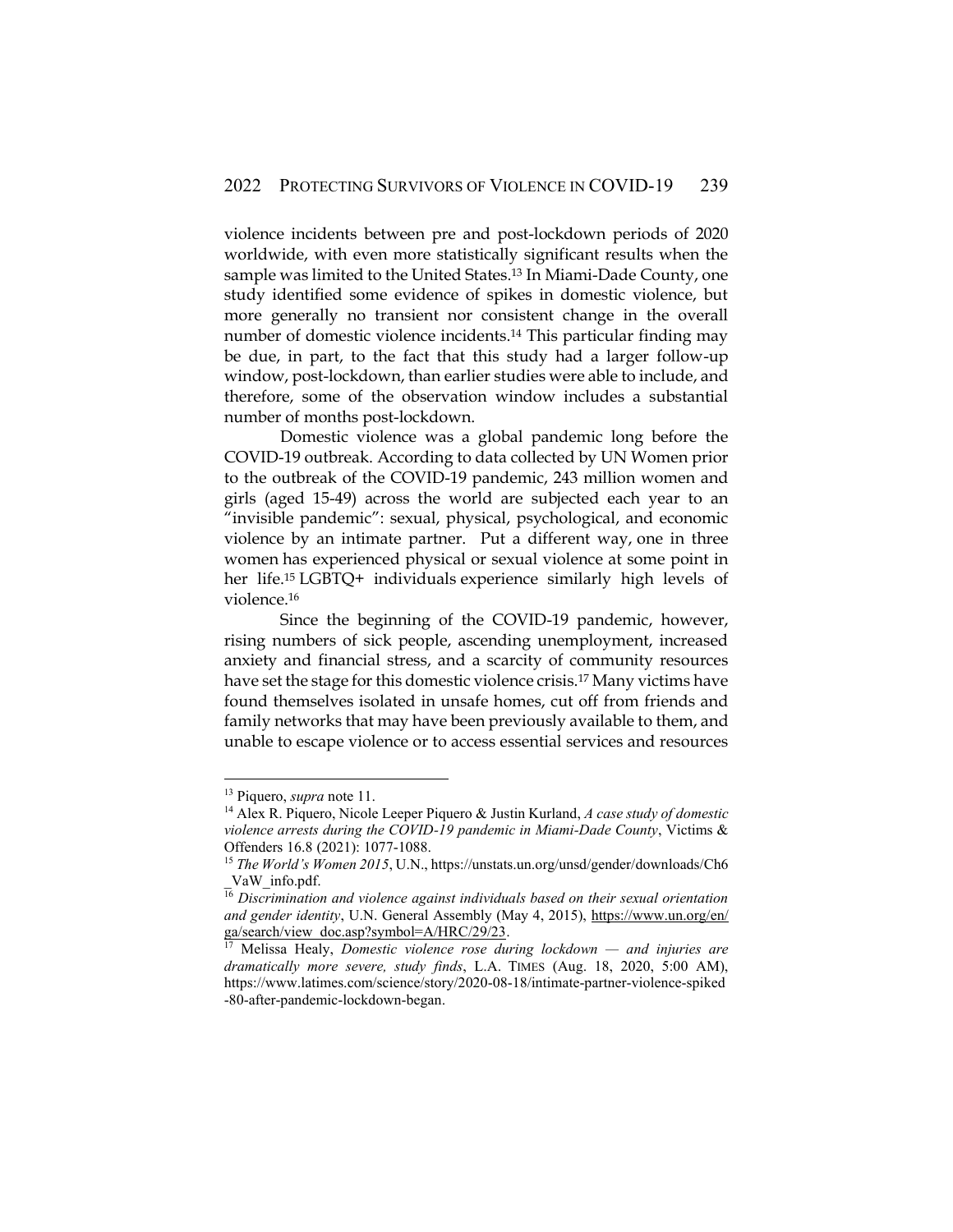violence incidents between pre and post-lockdown periods of 2020 worldwide, with even more statistically significant results when the sample was limited to the United States.[13] In Miami-Dade County, one study identified some evidence of spikes in domestic violence, but more generally no transient nor consistent change in the overall number of domestic violence incidents.[14] This particular finding may be due, in part, to the fact that this study had a larger follow-up window, post-lockdown, than earlier studies were able to include, and therefore, some of the observation window includes a substantial number of months post-lockdown.

Domestic violence was a global pandemic long before the COVID-19 outbreak. According to data collected by UN Women prior to the outbreak of the COVID-19 pandemic, 243 million women and girls (aged 15-49) across the world are subjected each year to an "invisible pandemic": sexual, physical, psychological, and economic violence by an intimate partner. Put a different way, one in three women has experienced physical or sexual violence at some point in her life.[15] LGBTQ+ individuals experience similarly high levels of violence.[16]

Since the beginning of the COVID-19 pandemic, however, rising numbers of sick people, ascending unemployment, increased anxiety and financial stress, and a scarcity of community resources have set the stage for this domestic violence crisis.[17] Many victims have found themselves isolated in unsafe homes, cut off from friends and family networks that may have been previously available to them, and unable to escape violence or to access essential services and resources

---

[13] Piquero, *supra* note 11.

[14] Alex R. Piquero, Nicole Leeper Piquero & Justin Kurland, *A case study of domestic violence arrests during the COVID-19 pandemic in Miami-Dade County*, Victims & Offenders 16.8 (2021): 1077-1088.

[15] *The World's Women 2015*, U.N., https://unstats.un.org/unsd/gender/downloads/Ch6_VaW_info.pdf.

[16] *Discrimination and violence against individuals based on their sexual orientation and gender identity*, U.N. General Assembly (May 4, 2015), https://www.un.org/en/ga/search/view_doc.asp?symbol=A/HRC/29/23.

[17] Melissa Healy, *Domestic violence rose during lockdown — and injuries are dramatically more severe, study finds*, L.A. TIMES (Aug. 18, 2020, 5:00 AM), https://www.latimes.com/science/story/2020-08-18/intimate-partner-violence-spiked-80-after-pandemic-lockdown-began.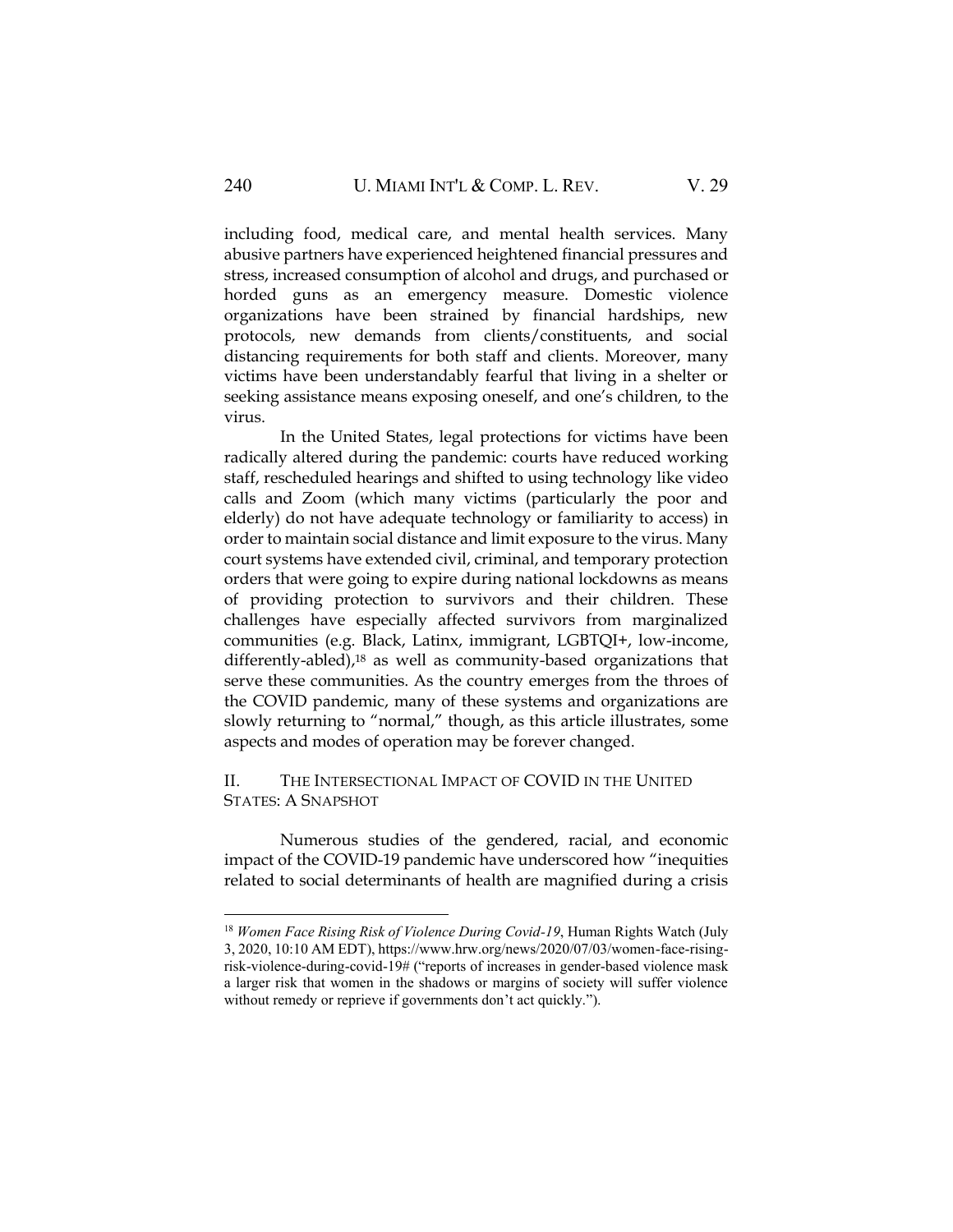including food, medical care, and mental health services. Many abusive partners have experienced heightened financial pressures and stress, increased consumption of alcohol and drugs, and purchased or horded guns as an emergency measure. Domestic violence organizations have been strained by financial hardships, new protocols, new demands from clients/constituents, and social distancing requirements for both staff and clients. Moreover, many victims have been understandably fearful that living in a shelter or seeking assistance means exposing oneself, and one's children, to the virus.

In the United States, legal protections for victims have been radically altered during the pandemic: courts have reduced working staff, rescheduled hearings and shifted to using technology like video calls and Zoom (which many victims (particularly the poor and elderly) do not have adequate technology or familiarity to access) in order to maintain social distance and limit exposure to the virus. Many court systems have extended civil, criminal, and temporary protection orders that were going to expire during national lockdowns as means of providing protection to survivors and their children. These challenges have especially affected survivors from marginalized communities (e.g. Black, Latinx, immigrant, LGBTQI+, low-income, differently-abled),[18] as well as community-based organizations that serve these communities. As the country emerges from the throes of the COVID pandemic, many of these systems and organizations are slowly returning to "normal," though, as this article illustrates, some aspects and modes of operation may be forever changed.

## II. THE INTERSECTIONAL IMPACT OF COVID IN THE UNITED STATES: A SNAPSHOT

Numerous studies of the gendered, racial, and economic impact of the COVID-19 pandemic have underscored how "inequities related to social determinants of health are magnified during a crisis

---

[18] *Women Face Rising Risk of Violence During Covid-19*, Human Rights Watch (July 3, 2020, 10:10 AM EDT), https://www.hrw.org/news/2020/07/03/women-face-rising-risk-violence-during-covid-19# ("reports of increases in gender-based violence mask a larger risk that women in the shadows or margins of society will suffer violence without remedy or reprieve if governments don't act quickly.").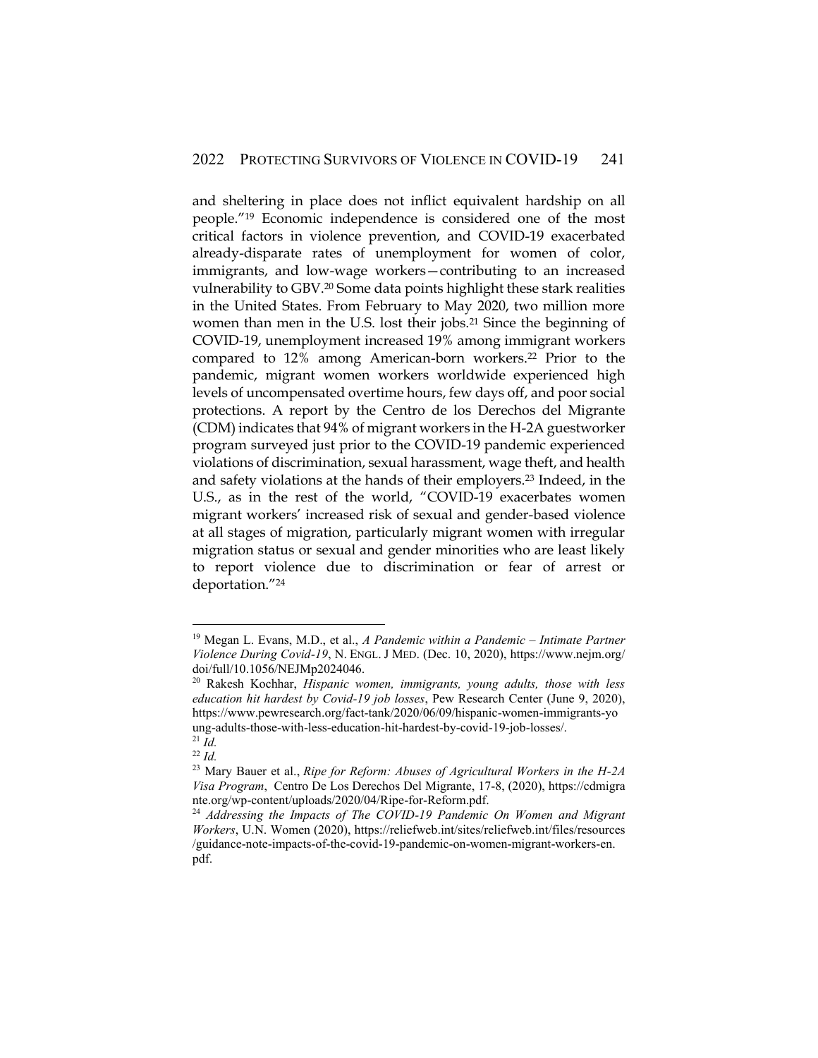and sheltering in place does not inflict equivalent hardship on all people."[19] Economic independence is considered one of the most critical factors in violence prevention, and COVID-19 exacerbated already-disparate rates of unemployment for women of color, immigrants, and low-wage workers—contributing to an increased vulnerability to GBV.[20] Some data points highlight these stark realities in the United States. From February to May 2020, two million more women than men in the U.S. lost their jobs.[21] Since the beginning of COVID-19, unemployment increased 19% among immigrant workers compared to 12% among American-born workers.[22] Prior to the pandemic, migrant women workers worldwide experienced high levels of uncompensated overtime hours, few days off, and poor social protections. A report by the Centro de los Derechos del Migrante (CDM) indicates that 94% of migrant workers in the H-2A guestworker program surveyed just prior to the COVID-19 pandemic experienced violations of discrimination, sexual harassment, wage theft, and health and safety violations at the hands of their employers.[23] Indeed, in the U.S., as in the rest of the world, "COVID-19 exacerbates women migrant workers' increased risk of sexual and gender-based violence at all stages of migration, particularly migrant women with irregular migration status or sexual and gender minorities who are least likely to report violence due to discrimination or fear of arrest or deportation."[24]

---

[19] Megan L. Evans, M.D., et al., *A Pandemic within a Pandemic – Intimate Partner Violence During Covid-19*, N. ENGL. J MED. (Dec. 10, 2020), https://www.nejm.org/doi/full/10.1056/NEJMp2024046.

[20] Rakesh Kochhar, *Hispanic women, immigrants, young adults, those with less education hit hardest by Covid-19 job losses*, Pew Research Center (June 9, 2020), https://www.pewresearch.org/fact-tank/2020/06/09/hispanic-women-immigrants-young-adults-those-with-less-education-hit-hardest-by-covid-19-job-losses/.

[21] *Id.*

[22] *Id.*

[23] Mary Bauer et al., *Ripe for Reform: Abuses of Agricultural Workers in the H-2A Visa Program*, Centro De Los Derechos Del Migrante, 17-8, (2020), https://cdmigrante.org/wp-content/uploads/2020/04/Ripe-for-Reform.pdf.

[24] *Addressing the Impacts of The COVID-19 Pandemic On Women and Migrant Workers*, U.N. Women (2020), https://reliefweb.int/sites/reliefweb.int/files/resources/guidance-note-impacts-of-the-covid-19-pandemic-on-women-migrant-workers-en.pdf.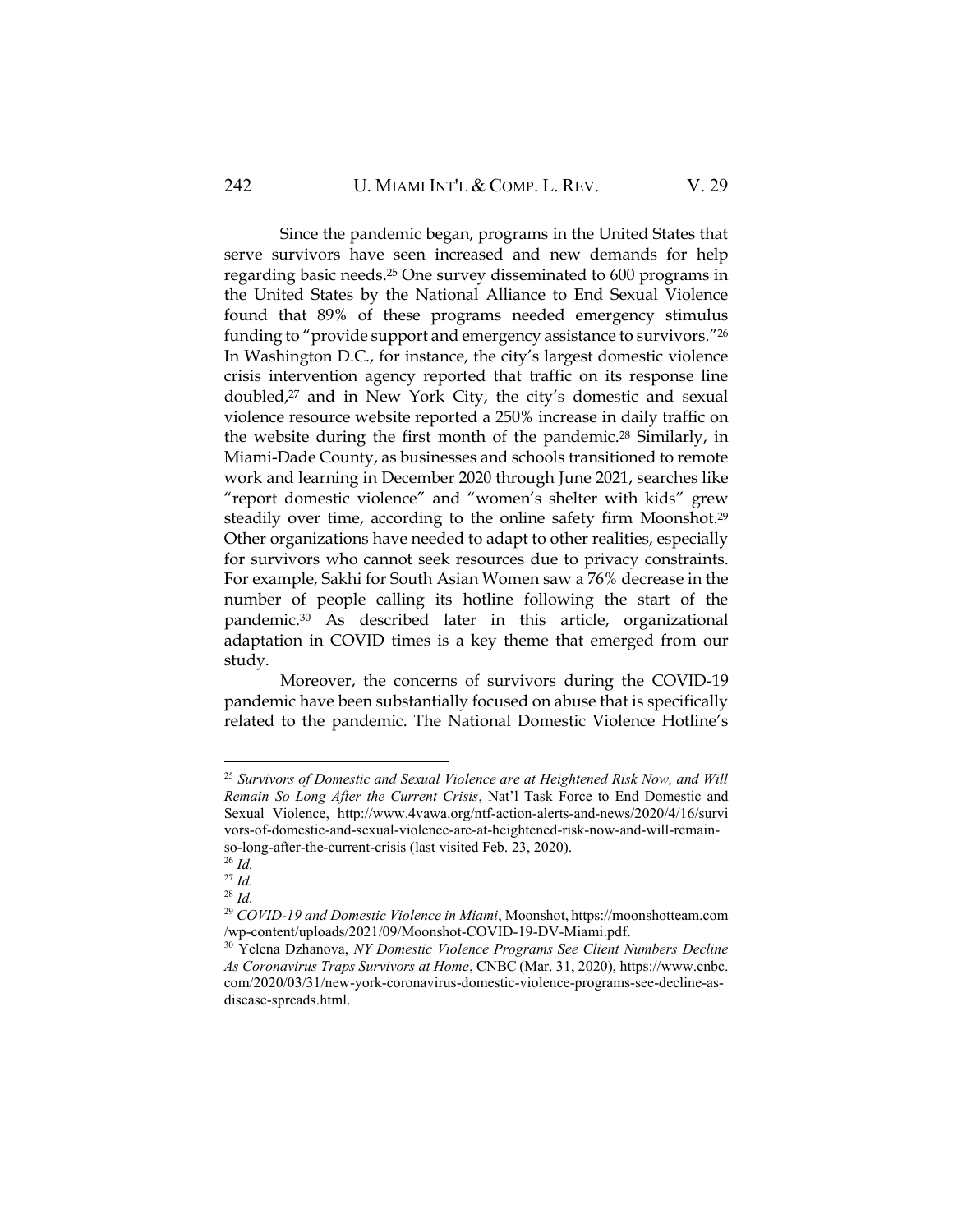Since the pandemic began, programs in the United States that serve survivors have seen increased and new demands for help regarding basic needs.[25] One survey disseminated to 600 programs in the United States by the National Alliance to End Sexual Violence found that 89% of these programs needed emergency stimulus funding to "provide support and emergency assistance to survivors."[26] In Washington D.C., for instance, the city's largest domestic violence crisis intervention agency reported that traffic on its response line doubled,[27] and in New York City, the city's domestic and sexual violence resource website reported a 250% increase in daily traffic on the website during the first month of the pandemic.[28] Similarly, in Miami-Dade County, as businesses and schools transitioned to remote work and learning in December 2020 through June 2021, searches like "report domestic violence" and "women's shelter with kids" grew steadily over time, according to the online safety firm Moonshot.[29] Other organizations have needed to adapt to other realities, especially for survivors who cannot seek resources due to privacy constraints. For example, Sakhi for South Asian Women saw a 76% decrease in the number of people calling its hotline following the start of the pandemic.[30] As described later in this article, organizational adaptation in COVID times is a key theme that emerged from our study.

Moreover, the concerns of survivors during the COVID-19 pandemic have been substantially focused on abuse that is specifically related to the pandemic. The National Domestic Violence Hotline's

---

[25] *Survivors of Domestic and Sexual Violence are at Heightened Risk Now, and Will Remain So Long After the Current Crisis*, Nat'l Task Force to End Domestic and Sexual Violence, http://www.4vawa.org/ntf-action-alerts-and-news/2020/4/16/survivors-of-domestic-and-sexual-violence-are-at-heightened-risk-now-and-will-remain-so-long-after-the-current-crisis (last visited Feb. 23, 2020).

[26] *Id.*

[27] *Id.*

[28] *Id.*

[29] *COVID-19 and Domestic Violence in Miami*, Moonshot, https://moonshotteam.com/wp-content/uploads/2021/09/Moonshot-COVID-19-DV-Miami.pdf.

[30] Yelena Dzhanova, *NY Domestic Violence Programs See Client Numbers Decline As Coronavirus Traps Survivors at Home*, CNBC (Mar. 31, 2020), https://www.cnbc.com/2020/03/31/new-york-coronavirus-domestic-violence-programs-see-decline-as-disease-spreads.html.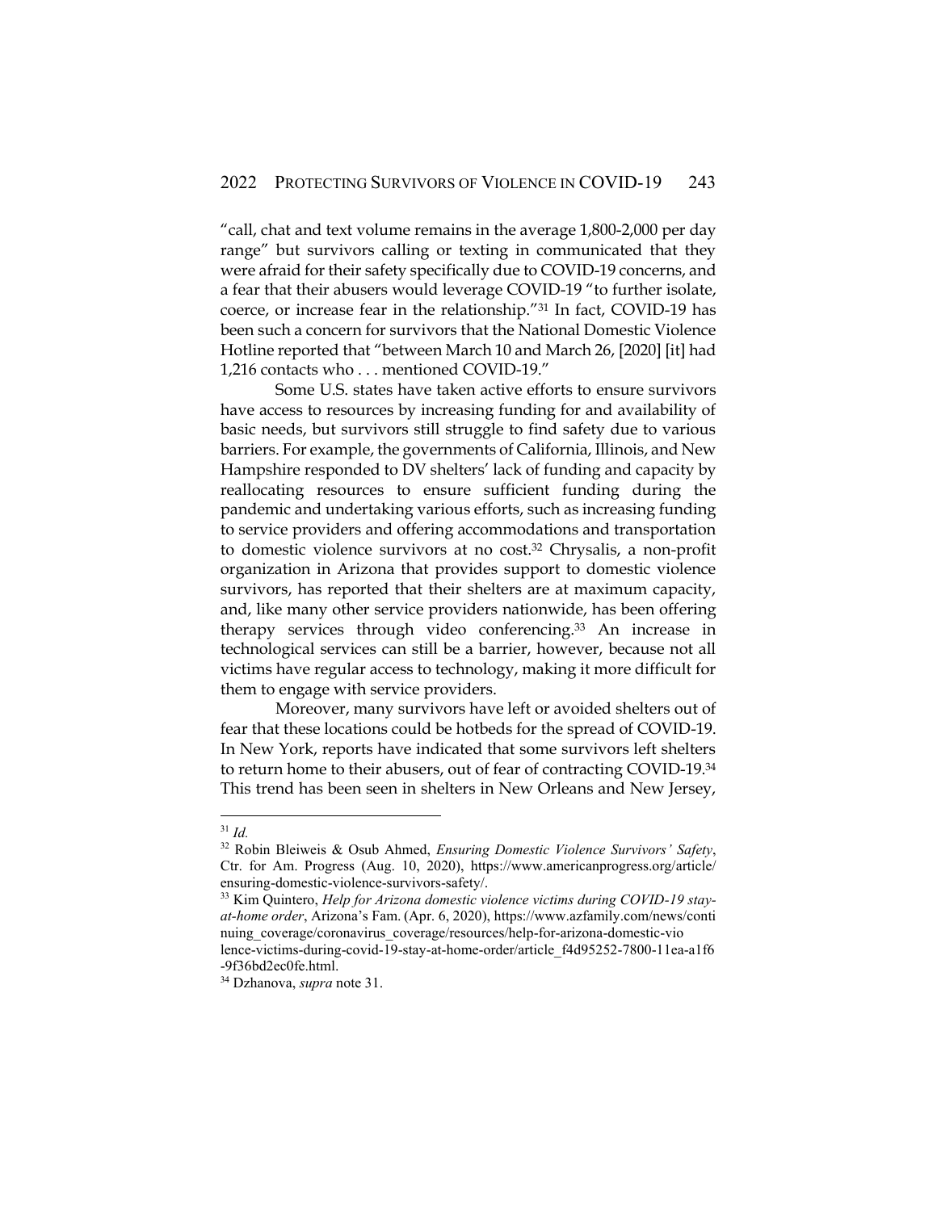"call, chat and text volume remains in the average 1,800-2,000 per day range" but survivors calling or texting in communicated that they were afraid for their safety specifically due to COVID-19 concerns, and a fear that their abusers would leverage COVID-19 "to further isolate, coerce, or increase fear in the relationship."[31] In fact, COVID-19 has been such a concern for survivors that the National Domestic Violence Hotline reported that "between March 10 and March 26, [2020] [it] had 1,216 contacts who . . . mentioned COVID-19."

Some U.S. states have taken active efforts to ensure survivors have access to resources by increasing funding for and availability of basic needs, but survivors still struggle to find safety due to various barriers. For example, the governments of California, Illinois, and New Hampshire responded to DV shelters' lack of funding and capacity by reallocating resources to ensure sufficient funding during the pandemic and undertaking various efforts, such as increasing funding to service providers and offering accommodations and transportation to domestic violence survivors at no cost.[32] Chrysalis, a non-profit organization in Arizona that provides support to domestic violence survivors, has reported that their shelters are at maximum capacity, and, like many other service providers nationwide, has been offering therapy services through video conferencing.[33] An increase in technological services can still be a barrier, however, because not all victims have regular access to technology, making it more difficult for them to engage with service providers.

Moreover, many survivors have left or avoided shelters out of fear that these locations could be hotbeds for the spread of COVID-19. In New York, reports have indicated that some survivors left shelters to return home to their abusers, out of fear of contracting COVID-19.[34] This trend has been seen in shelters in New Orleans and New Jersey,

---

[31] *Id.*

[32] Robin Bleiweis & Osub Ahmed, *Ensuring Domestic Violence Survivors' Safety*, Ctr. for Am. Progress (Aug. 10, 2020), https://www.americanprogress.org/article/ensuring-domestic-violence-survivors-safety/.

[33] Kim Quintero, *Help for Arizona domestic violence victims during COVID-19 stay-at-home order*, Arizona's Fam. (Apr. 6, 2020), https://www.azfamily.com/news/continuing_coverage/coronavirus_coverage/resources/help-for-arizona-domestic-violence-victims-during-covid-19-stay-at-home-order/article_f4d95252-7800-11ea-a1f6-9f36bd2ec0fe.html.

[34] Dzhanova, *supra* note 31.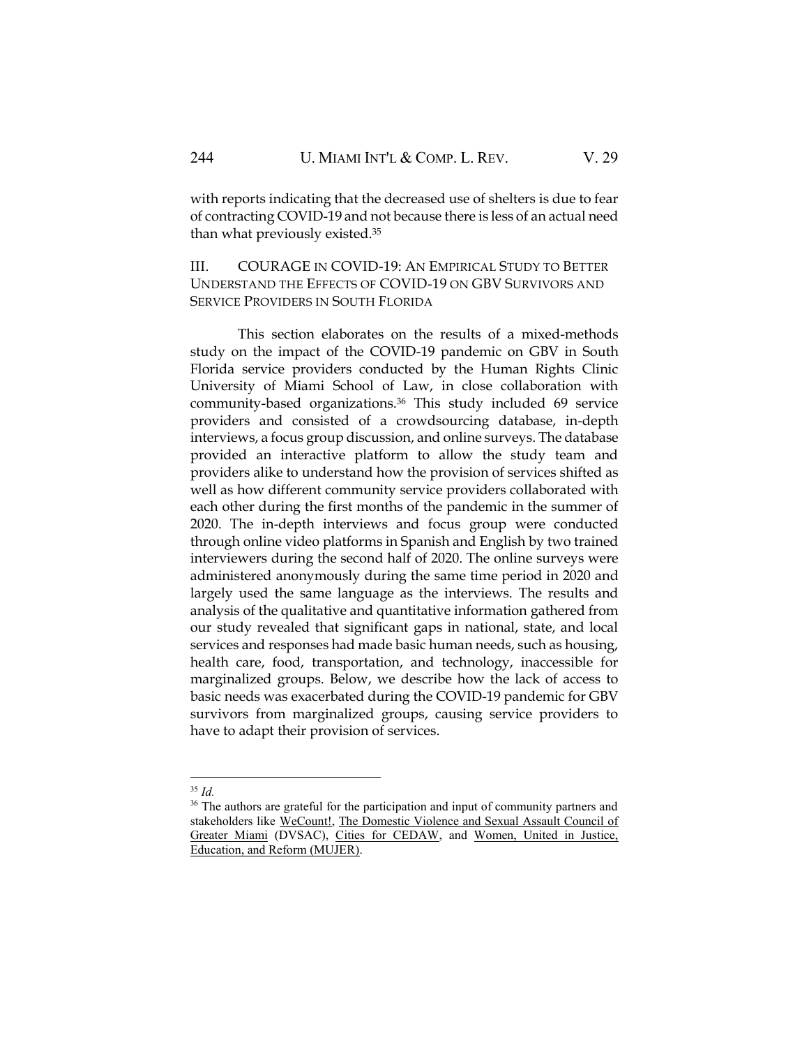with reports indicating that the decreased use of shelters is due to fear of contracting COVID-19 and not because there is less of an actual need than what previously existed.[35]

## III. COURAGE IN COVID-19: AN EMPIRICAL STUDY TO BETTER UNDERSTAND THE EFFECTS OF COVID-19 ON GBV SURVIVORS AND SERVICE PROVIDERS IN SOUTH FLORIDA

This section elaborates on the results of a mixed-methods study on the impact of the COVID-19 pandemic on GBV in South Florida service providers conducted by the Human Rights Clinic University of Miami School of Law, in close collaboration with community-based organizations.[36] This study included 69 service providers and consisted of a crowdsourcing database, in-depth interviews, a focus group discussion, and online surveys. The database provided an interactive platform to allow the study team and providers alike to understand how the provision of services shifted as well as how different community service providers collaborated with each other during the first months of the pandemic in the summer of 2020. The in-depth interviews and focus group were conducted through online video platforms in Spanish and English by two trained interviewers during the second half of 2020. The online surveys were administered anonymously during the same time period in 2020 and largely used the same language as the interviews. The results and analysis of the qualitative and quantitative information gathered from our study revealed that significant gaps in national, state, and local services and responses had made basic human needs, such as housing, health care, food, transportation, and technology, inaccessible for marginalized groups. Below, we describe how the lack of access to basic needs was exacerbated during the COVID-19 pandemic for GBV survivors from marginalized groups, causing service providers to have to adapt their provision of services.

---

[35] *Id.*

[36] The authors are grateful for the participation and input of community partners and stakeholders like WeCount!, The Domestic Violence and Sexual Assault Council of Greater Miami (DVSAC), Cities for CEDAW, and Women, United in Justice, Education, and Reform (MUJER).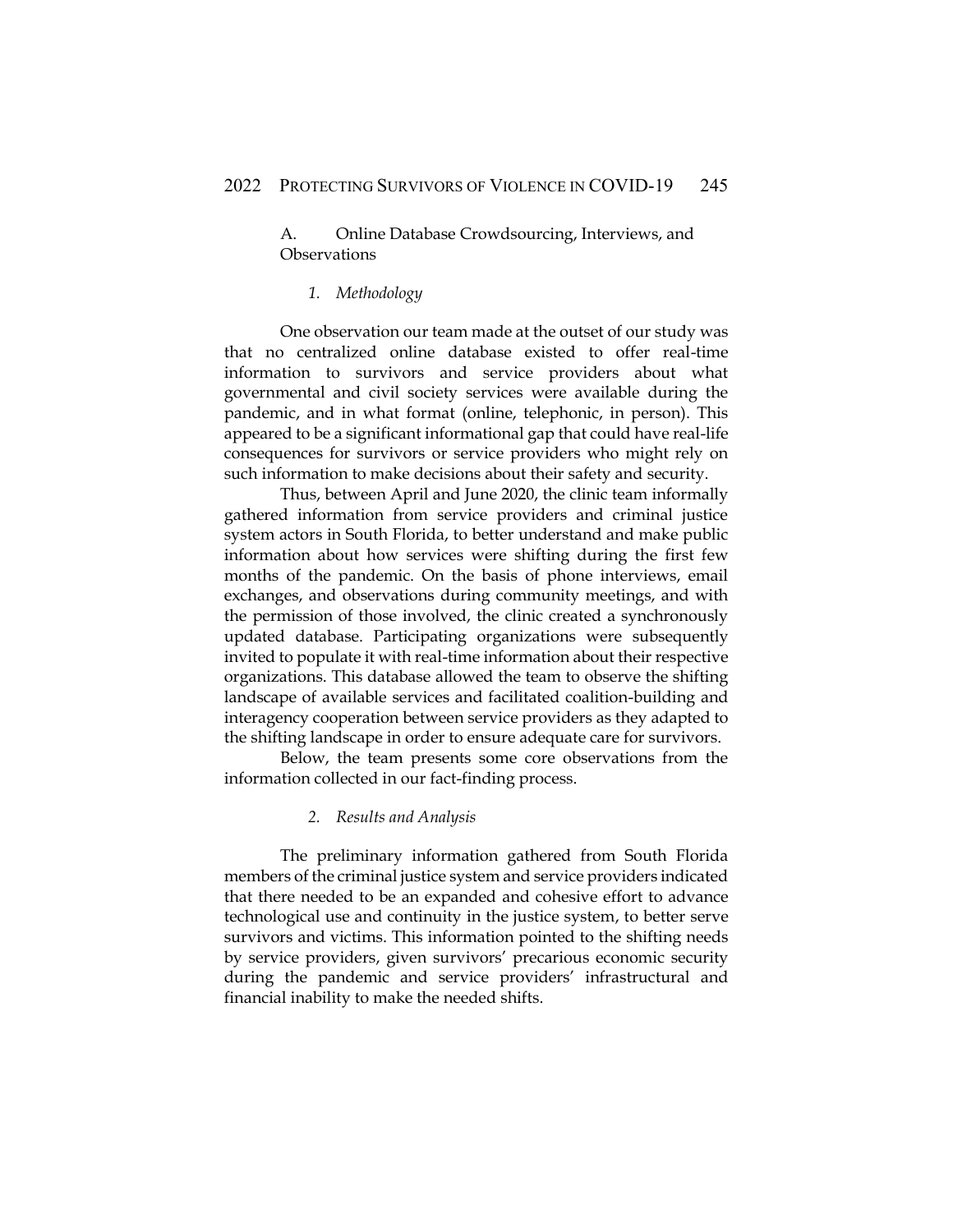### A. Online Database Crowdsourcing, Interviews, and Observations

#### *1. Methodology*

One observation our team made at the outset of our study was that no centralized online database existed to offer real-time information to survivors and service providers about what governmental and civil society services were available during the pandemic, and in what format (online, telephonic, in person). This appeared to be a significant informational gap that could have real-life consequences for survivors or service providers who might rely on such information to make decisions about their safety and security.

Thus, between April and June 2020, the clinic team informally gathered information from service providers and criminal justice system actors in South Florida, to better understand and make public information about how services were shifting during the first few months of the pandemic. On the basis of phone interviews, email exchanges, and observations during community meetings, and with the permission of those involved, the clinic created a synchronously updated database. Participating organizations were subsequently invited to populate it with real-time information about their respective organizations. This database allowed the team to observe the shifting landscape of available services and facilitated coalition-building and interagency cooperation between service providers as they adapted to the shifting landscape in order to ensure adequate care for survivors.

Below, the team presents some core observations from the information collected in our fact-finding process.

#### *2. Results and Analysis*

The preliminary information gathered from South Florida members of the criminal justice system and service providers indicated that there needed to be an expanded and cohesive effort to advance technological use and continuity in the justice system, to better serve survivors and victims. This information pointed to the shifting needs by service providers, given survivors' precarious economic security during the pandemic and service providers' infrastructural and financial inability to make the needed shifts.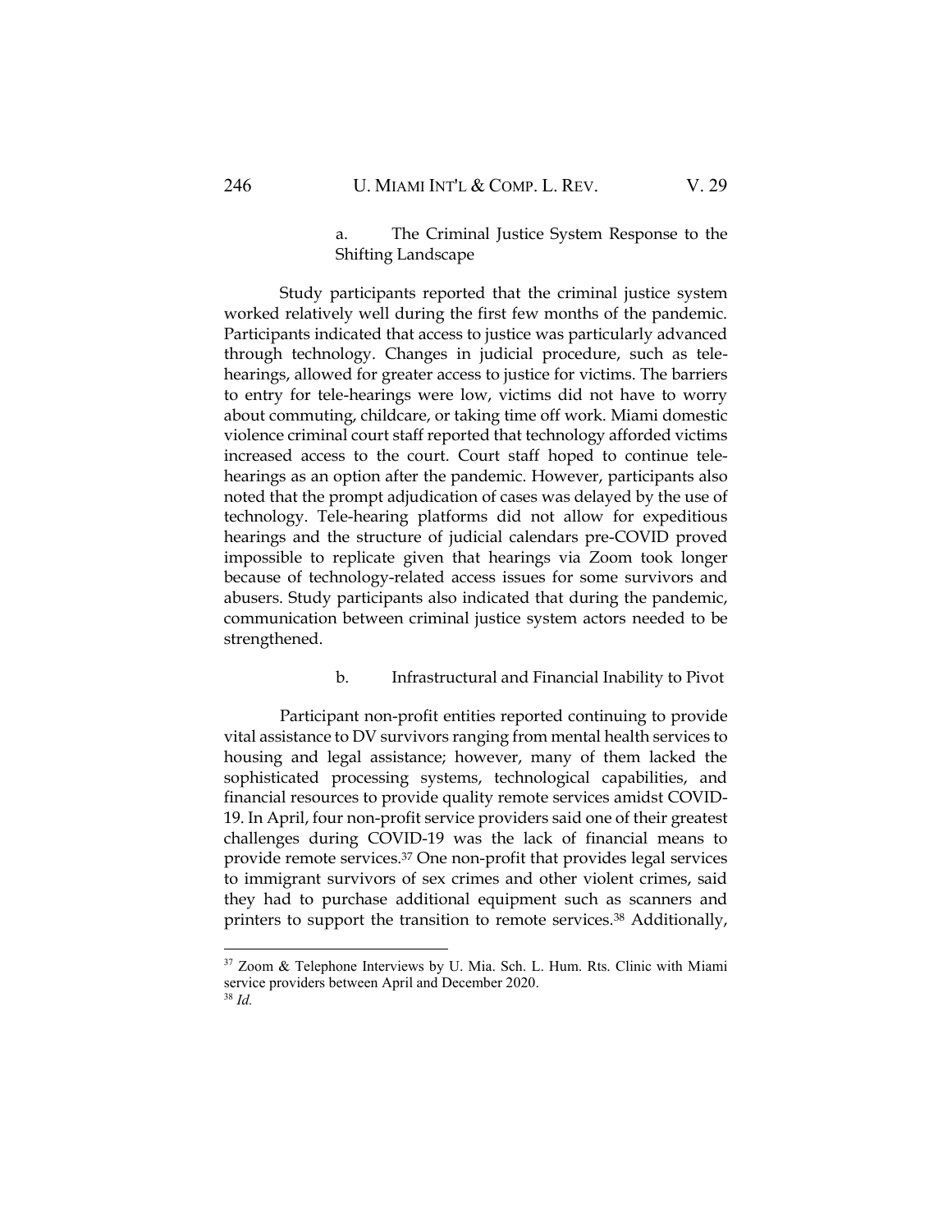#### a. The Criminal Justice System Response to the Shifting Landscape

Study participants reported that the criminal justice system worked relatively well during the first few months of the pandemic. Participants indicated that access to justice was particularly advanced through technology. Changes in judicial procedure, such as tele-hearings, allowed for greater access to justice for victims. The barriers to entry for tele-hearings were low, victims did not have to worry about commuting, childcare, or taking time off work. Miami domestic violence criminal court staff reported that technology afforded victims increased access to the court. Court staff hoped to continue tele-hearings as an option after the pandemic. However, participants also noted that the prompt adjudication of cases was delayed by the use of technology. Tele-hearing platforms did not allow for expeditious hearings and the structure of judicial calendars pre-COVID proved impossible to replicate given that hearings via Zoom took longer because of technology-related access issues for some survivors and abusers. Study participants also indicated that during the pandemic, communication between criminal justice system actors needed to be strengthened.

#### b. Infrastructural and Financial Inability to Pivot

Participant non-profit entities reported continuing to provide vital assistance to DV survivors ranging from mental health services to housing and legal assistance; however, many of them lacked the sophisticated processing systems, technological capabilities, and financial resources to provide quality remote services amidst COVID-19. In April, four non-profit service providers said one of their greatest challenges during COVID-19 was the lack of financial means to provide remote services.[37] One non-profit that provides legal services to immigrant survivors of sex crimes and other violent crimes, said they had to purchase additional equipment such as scanners and printers to support the transition to remote services.[38] Additionally,

---

[37] Zoom & Telephone Interviews by U. Mia. Sch. L. Hum. Rts. Clinic with Miami service providers between April and December 2020.

[38] *Id.*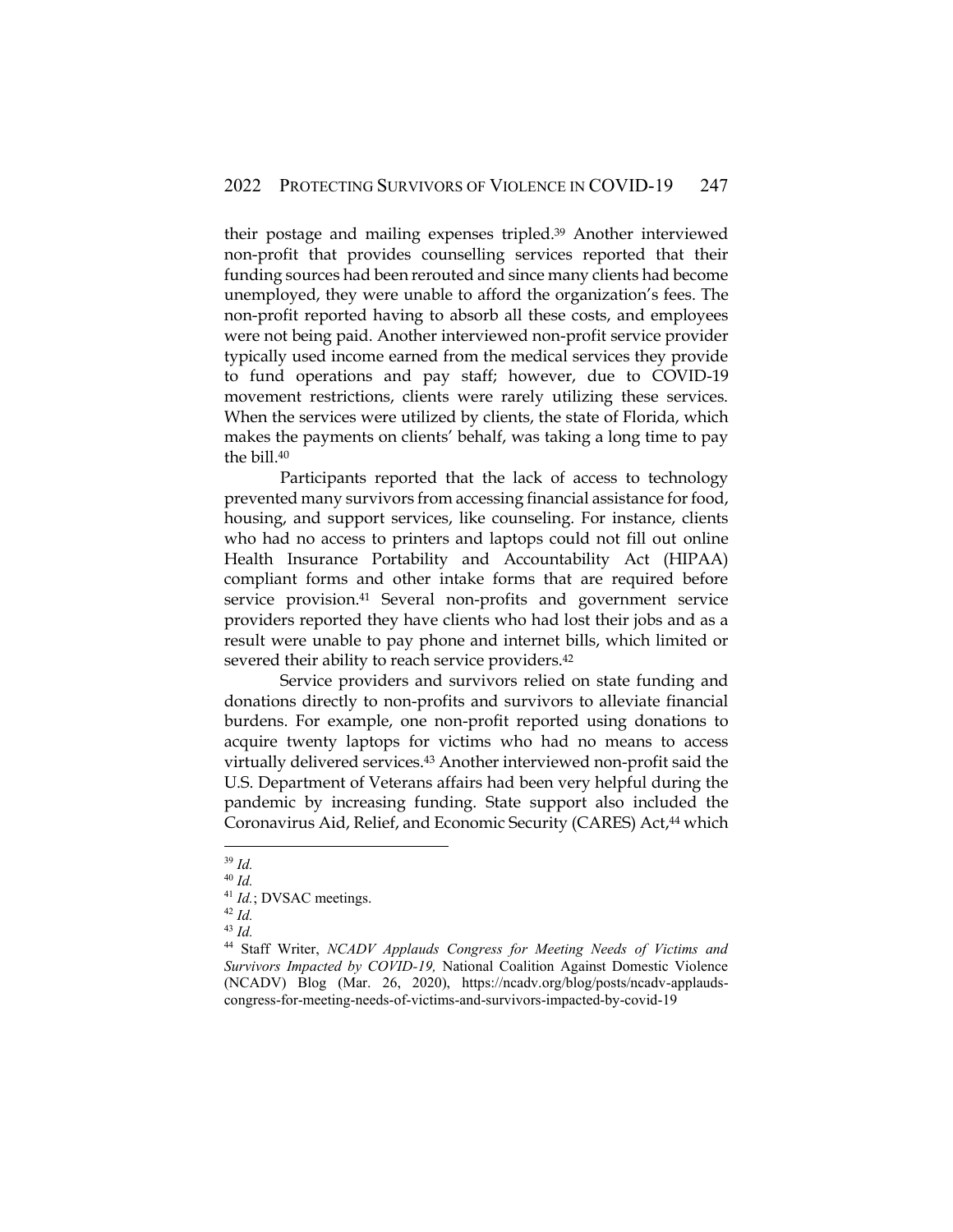their postage and mailing expenses tripled.[39] Another interviewed non-profit that provides counselling services reported that their funding sources had been rerouted and since many clients had become unemployed, they were unable to afford the organization's fees. The non-profit reported having to absorb all these costs, and employees were not being paid. Another interviewed non-profit service provider typically used income earned from the medical services they provide to fund operations and pay staff; however, due to COVID-19 movement restrictions, clients were rarely utilizing these services. When the services were utilized by clients, the state of Florida, which makes the payments on clients' behalf, was taking a long time to pay the bill.[40]

Participants reported that the lack of access to technology prevented many survivors from accessing financial assistance for food, housing, and support services, like counseling. For instance, clients who had no access to printers and laptops could not fill out online Health Insurance Portability and Accountability Act (HIPAA) compliant forms and other intake forms that are required before service provision.[41] Several non-profits and government service providers reported they have clients who had lost their jobs and as a result were unable to pay phone and internet bills, which limited or severed their ability to reach service providers.[42]

Service providers and survivors relied on state funding and donations directly to non-profits and survivors to alleviate financial burdens. For example, one non-profit reported using donations to acquire twenty laptops for victims who had no means to access virtually delivered services.[43] Another interviewed non-profit said the U.S. Department of Veterans affairs had been very helpful during the pandemic by increasing funding. State support also included the Coronavirus Aid, Relief, and Economic Security (CARES) Act,[44] which

---

[39] *Id.*

[40] *Id.*

[41] *Id.*; DVSAC meetings.

[42] *Id.*

[43] *Id.*

[44] Staff Writer, *NCADV Applauds Congress for Meeting Needs of Victims and Survivors Impacted by COVID-19,* National Coalition Against Domestic Violence (NCADV) Blog (Mar. 26, 2020), https://ncadv.org/blog/posts/ncadv-applauds-congress-for-meeting-needs-of-victims-and-survivors-impacted-by-covid-19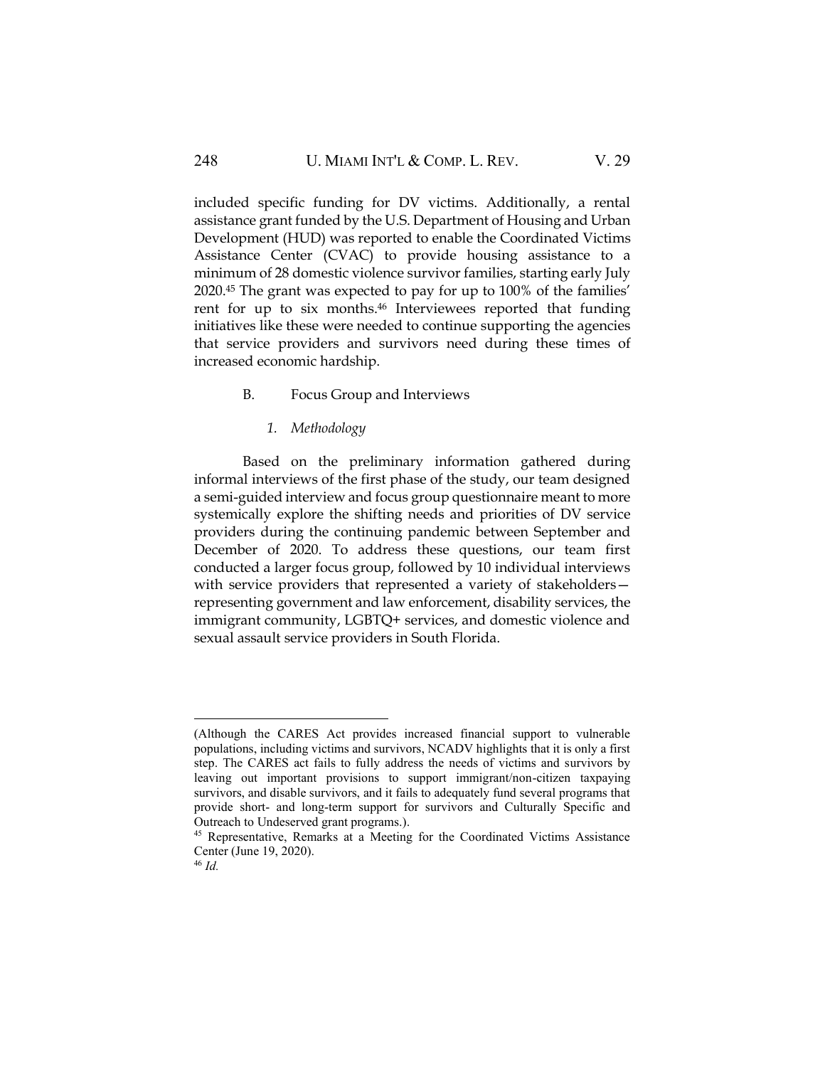included specific funding for DV victims. Additionally, a rental assistance grant funded by the U.S. Department of Housing and Urban Development (HUD) was reported to enable the Coordinated Victims Assistance Center (CVAC) to provide housing assistance to a minimum of 28 domestic violence survivor families, starting early July 2020.[45] The grant was expected to pay for up to 100% of the families' rent for up to six months.[46] Interviewees reported that funding initiatives like these were needed to continue supporting the agencies that service providers and survivors need during these times of increased economic hardship.

### B. Focus Group and Interviews

#### *1. Methodology*

Based on the preliminary information gathered during informal interviews of the first phase of the study, our team designed a semi-guided interview and focus group questionnaire meant to more systemically explore the shifting needs and priorities of DV service providers during the continuing pandemic between September and December of 2020. To address these questions, our team first conducted a larger focus group, followed by 10 individual interviews with service providers that represented a variety of stakeholders—representing government and law enforcement, disability services, the immigrant community, LGBTQ+ services, and domestic violence and sexual assault service providers in South Florida.

---

(Although the CARES Act provides increased financial support to vulnerable populations, including victims and survivors, NCADV highlights that it is only a first step. The CARES act fails to fully address the needs of victims and survivors by leaving out important provisions to support immigrant/non-citizen taxpaying survivors, and disable survivors, and it fails to adequately fund several programs that provide short- and long-term support for survivors and Culturally Specific and Outreach to Undeserved grant programs.).

[45] Representative, Remarks at a Meeting for the Coordinated Victims Assistance Center (June 19, 2020).

[46] *Id.*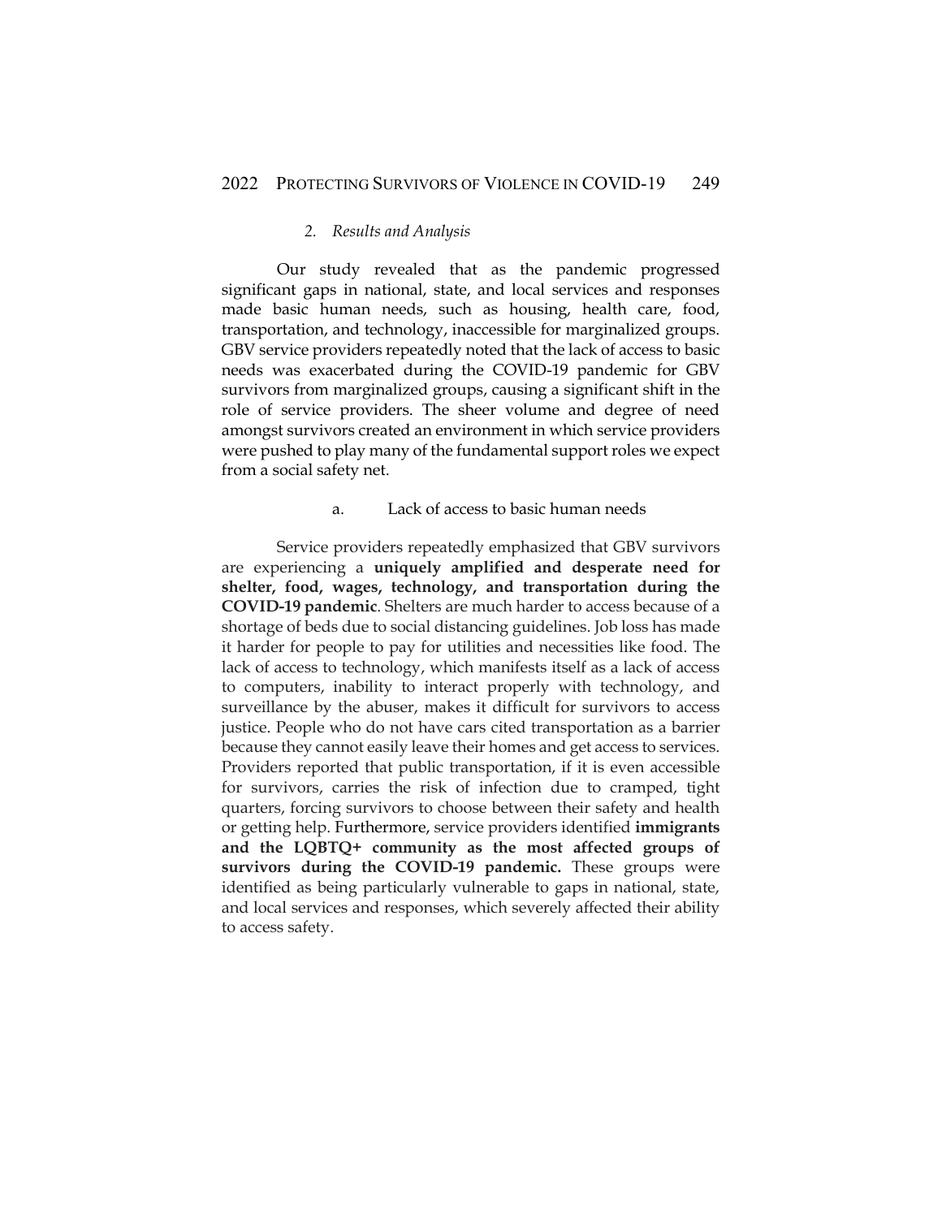### *2. Results and Analysis*

Our study revealed that as the pandemic progressed significant gaps in national, state, and local services and responses made basic human needs, such as housing, health care, food, transportation, and technology, inaccessible for marginalized groups. GBV service providers repeatedly noted that the lack of access to basic needs was exacerbated during the COVID-19 pandemic for GBV survivors from marginalized groups, causing a significant shift in the role of service providers. The sheer volume and degree of need amongst survivors created an environment in which service providers were pushed to play many of the fundamental support roles we expect from a social safety net.

#### a. Lack of access to basic human needs

Service providers repeatedly emphasized that GBV survivors are experiencing a **uniquely amplified and desperate need for shelter, food, wages, technology, and transportation during the COVID-19 pandemic**. Shelters are much harder to access because of a shortage of beds due to social distancing guidelines. Job loss has made it harder for people to pay for utilities and necessities like food. The lack of access to technology, which manifests itself as a lack of access to computers, inability to interact properly with technology, and surveillance by the abuser, makes it difficult for survivors to access justice. People who do not have cars cited transportation as a barrier because they cannot easily leave their homes and get access to services. Providers reported that public transportation, if it is even accessible for survivors, carries the risk of infection due to cramped, tight quarters, forcing survivors to choose between their safety and health or getting help. Furthermore, service providers identified **immigrants and the LQBTQ+ community as the most affected groups of survivors during the COVID-19 pandemic.** These groups were identified as being particularly vulnerable to gaps in national, state, and local services and responses, which severely affected their ability to access safety.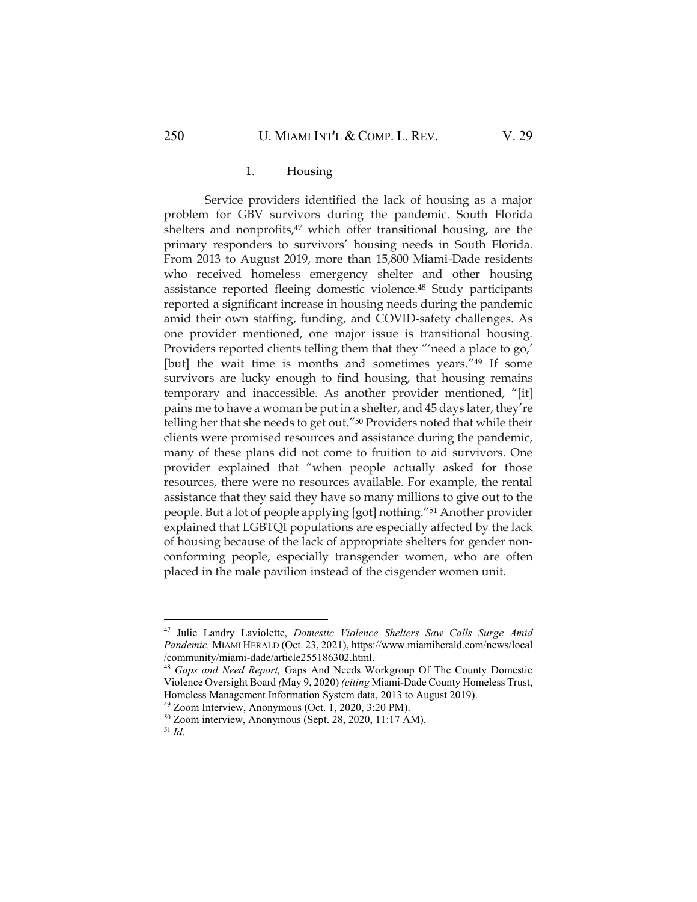### 1. Housing

Service providers identified the lack of housing as a major problem for GBV survivors during the pandemic. South Florida shelters and nonprofits,[47] which offer transitional housing, are the primary responders to survivors' housing needs in South Florida. From 2013 to August 2019, more than 15,800 Miami-Dade residents who received homeless emergency shelter and other housing assistance reported fleeing domestic violence.[48] Study participants reported a significant increase in housing needs during the pandemic amid their own staffing, funding, and COVID-safety challenges. As one provider mentioned, one major issue is transitional housing. Providers reported clients telling them that they "'need a place to go,' [but] the wait time is months and sometimes years."[49] If some survivors are lucky enough to find housing, that housing remains temporary and inaccessible. As another provider mentioned, "[it] pains me to have a woman be put in a shelter, and 45 days later, they're telling her that she needs to get out."[50] Providers noted that while their clients were promised resources and assistance during the pandemic, many of these plans did not come to fruition to aid survivors. One provider explained that "when people actually asked for those resources, there were no resources available. For example, the rental assistance that they said they have so many millions to give out to the people. But a lot of people applying [got] nothing."[51] Another provider explained that LGBTQI populations are especially affected by the lack of housing because of the lack of appropriate shelters for gender non-conforming people, especially transgender women, who are often placed in the male pavilion instead of the cisgender women unit.

---

[47] Julie Landry Laviolette, *Domestic Violence Shelters Saw Calls Surge Amid Pandemic,* MIAMI HERALD (Oct. 23, 2021), https://www.miamiherald.com/news/local/community/miami-dade/article255186302.html.

[48] *Gaps and Need Report,* Gaps And Needs Workgroup Of The County Domestic Violence Oversight Board *(*May 9, 2020) *(citing* Miami-Dade County Homeless Trust, Homeless Management Information System data, 2013 to August 2019).

[49] Zoom Interview, Anonymous (Oct. 1, 2020, 3:20 PM).

[50] Zoom interview, Anonymous (Sept. 28, 2020, 11:17 AM).

[51] *Id*.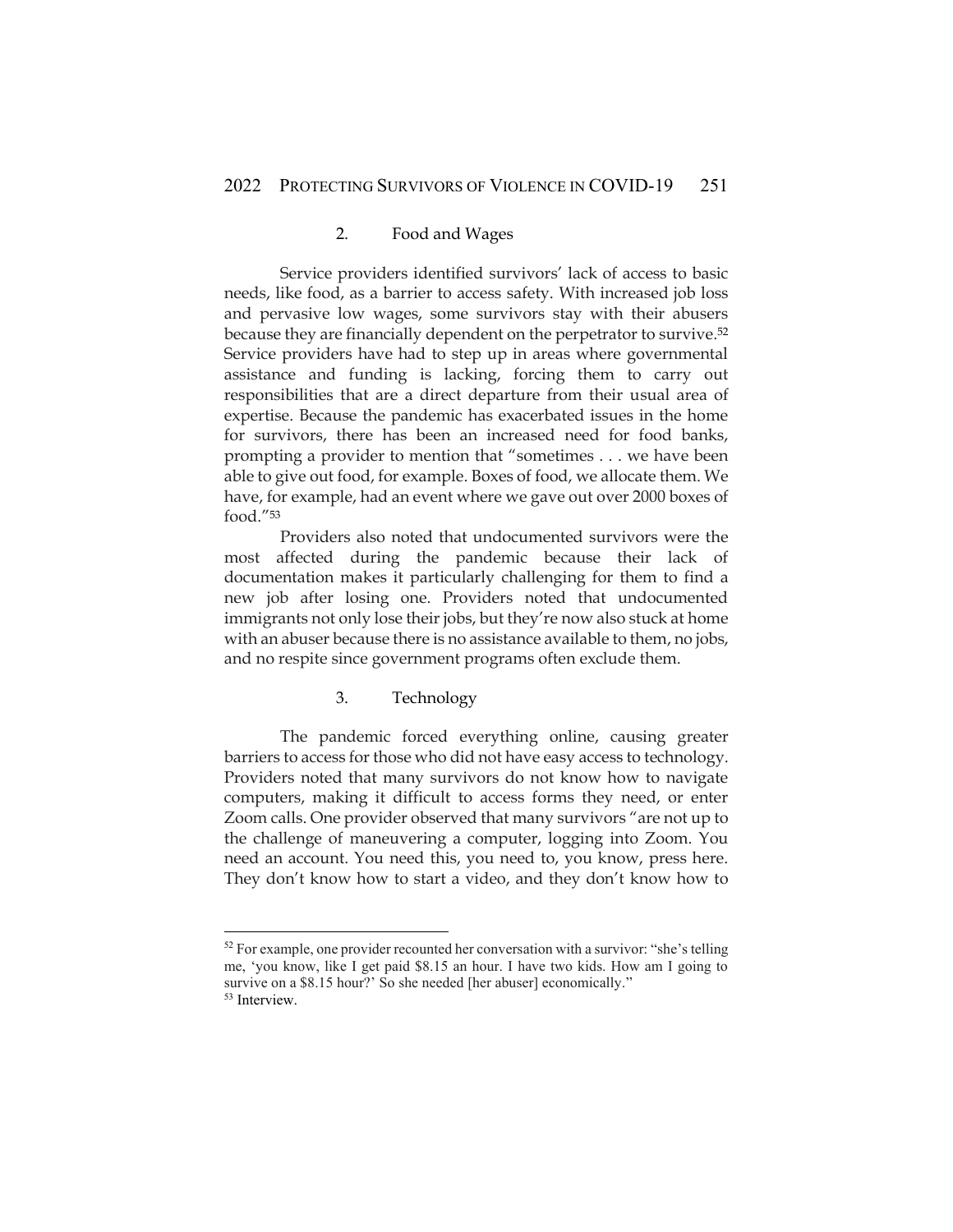### 2. Food and Wages

Service providers identified survivors' lack of access to basic needs, like food, as a barrier to access safety. With increased job loss and pervasive low wages, some survivors stay with their abusers because they are financially dependent on the perpetrator to survive.[52] Service providers have had to step up in areas where governmental assistance and funding is lacking, forcing them to carry out responsibilities that are a direct departure from their usual area of expertise. Because the pandemic has exacerbated issues in the home for survivors, there has been an increased need for food banks, prompting a provider to mention that "sometimes . . . we have been able to give out food, for example. Boxes of food, we allocate them. We have, for example, had an event where we gave out over 2000 boxes of food."[53]

Providers also noted that undocumented survivors were the most affected during the pandemic because their lack of documentation makes it particularly challenging for them to find a new job after losing one. Providers noted that undocumented immigrants not only lose their jobs, but they're now also stuck at home with an abuser because there is no assistance available to them, no jobs, and no respite since government programs often exclude them.

### 3. Technology

The pandemic forced everything online, causing greater barriers to access for those who did not have easy access to technology. Providers noted that many survivors do not know how to navigate computers, making it difficult to access forms they need, or enter Zoom calls. One provider observed that many survivors "are not up to the challenge of maneuvering a computer, logging into Zoom. You need an account. You need this, you need to, you know, press here. They don't know how to start a video, and they don't know how to

---

[52] For example, one provider recounted her conversation with a survivor: "she's telling me, 'you know, like I get paid $8.15 an hour. I have two kids. How am I going to survive on a $8.15 hour?' So she needed [her abuser] economically."

[53] Interview.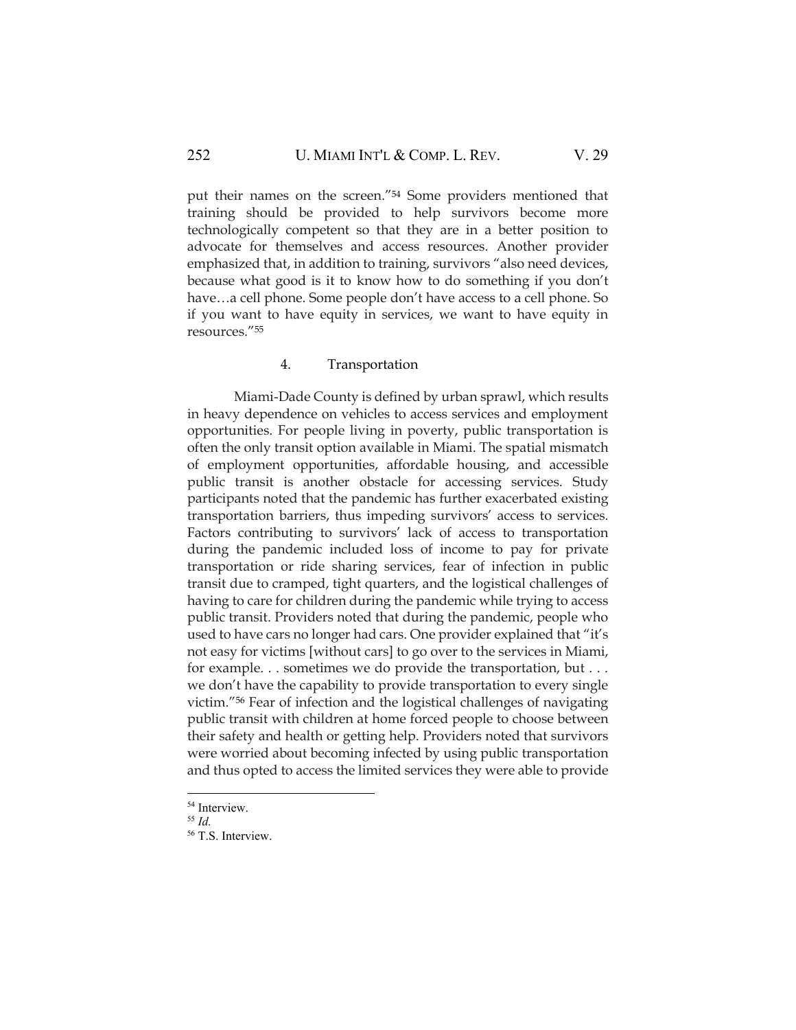put their names on the screen."[54] Some providers mentioned that training should be provided to help survivors become more technologically competent so that they are in a better position to advocate for themselves and access resources. Another provider emphasized that, in addition to training, survivors "also need devices, because what good is it to know how to do something if you don't have…a cell phone. Some people don't have access to a cell phone. So if you want to have equity in services, we want to have equity in resources."[55]

#### 4. Transportation

Miami-Dade County is defined by urban sprawl, which results in heavy dependence on vehicles to access services and employment opportunities. For people living in poverty, public transportation is often the only transit option available in Miami. The spatial mismatch of employment opportunities, affordable housing, and accessible public transit is another obstacle for accessing services. Study participants noted that the pandemic has further exacerbated existing transportation barriers, thus impeding survivors' access to services. Factors contributing to survivors' lack of access to transportation during the pandemic included loss of income to pay for private transportation or ride sharing services, fear of infection in public transit due to cramped, tight quarters, and the logistical challenges of having to care for children during the pandemic while trying to access public transit. Providers noted that during the pandemic, people who used to have cars no longer had cars. One provider explained that "it's not easy for victims [without cars] to go over to the services in Miami, for example. . . sometimes we do provide the transportation, but . . . we don't have the capability to provide transportation to every single victim."[56] Fear of infection and the logistical challenges of navigating public transit with children at home forced people to choose between their safety and health or getting help. Providers noted that survivors were worried about becoming infected by using public transportation and thus opted to access the limited services they were able to provide

---

[54] Interview.

[55] *Id.*

[56] T.S. Interview.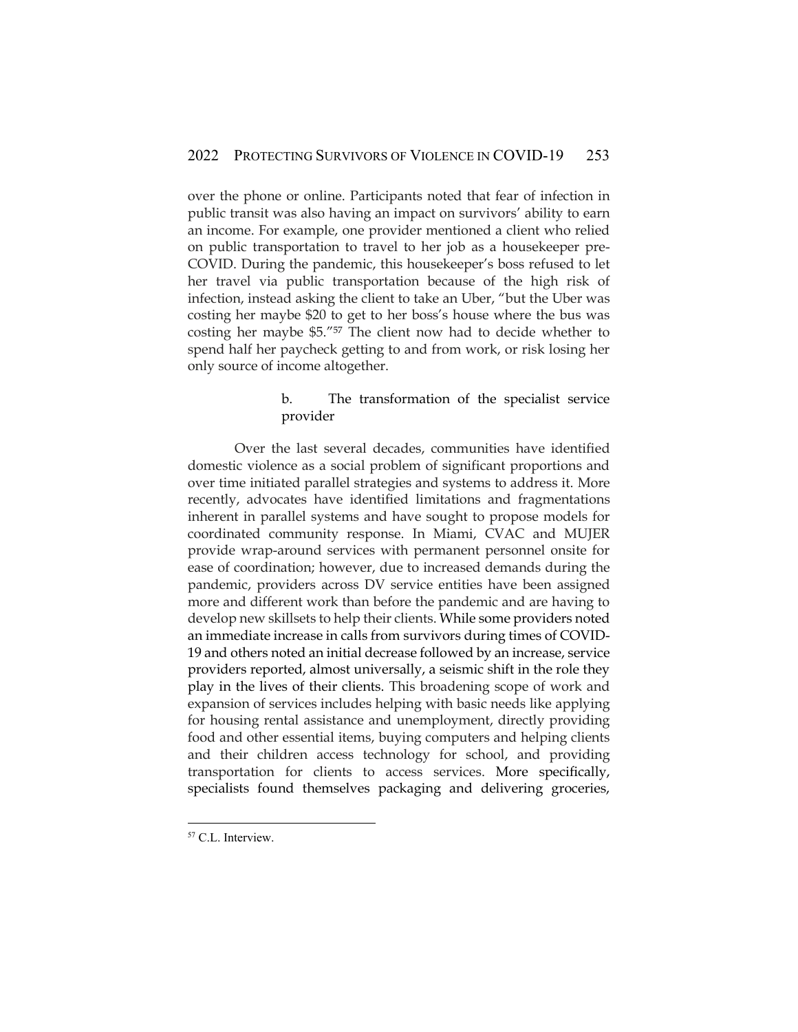over the phone or online. Participants noted that fear of infection in public transit was also having an impact on survivors' ability to earn an income. For example, one provider mentioned a client who relied on public transportation to travel to her job as a housekeeper pre-COVID. During the pandemic, this housekeeper's boss refused to let her travel via public transportation because of the high risk of infection, instead asking the client to take an Uber, "but the Uber was costing her maybe $20 to get to her boss's house where the bus was costing her maybe $5."[57] The client now had to decide whether to spend half her paycheck getting to and from work, or risk losing her only source of income altogether.

#### b. The transformation of the specialist service provider

Over the last several decades, communities have identified domestic violence as a social problem of significant proportions and over time initiated parallel strategies and systems to address it. More recently, advocates have identified limitations and fragmentations inherent in parallel systems and have sought to propose models for coordinated community response. In Miami, CVAC and MUJER provide wrap-around services with permanent personnel onsite for ease of coordination; however, due to increased demands during the pandemic, providers across DV service entities have been assigned more and different work than before the pandemic and are having to develop new skillsets to help their clients. While some providers noted an immediate increase in calls from survivors during times of COVID-19 and others noted an initial decrease followed by an increase, service providers reported, almost universally, a seismic shift in the role they play in the lives of their clients. This broadening scope of work and expansion of services includes helping with basic needs like applying for housing rental assistance and unemployment, directly providing food and other essential items, buying computers and helping clients and their children access technology for school, and providing transportation for clients to access services. More specifically, specialists found themselves packaging and delivering groceries,

---

[57] C.L. Interview.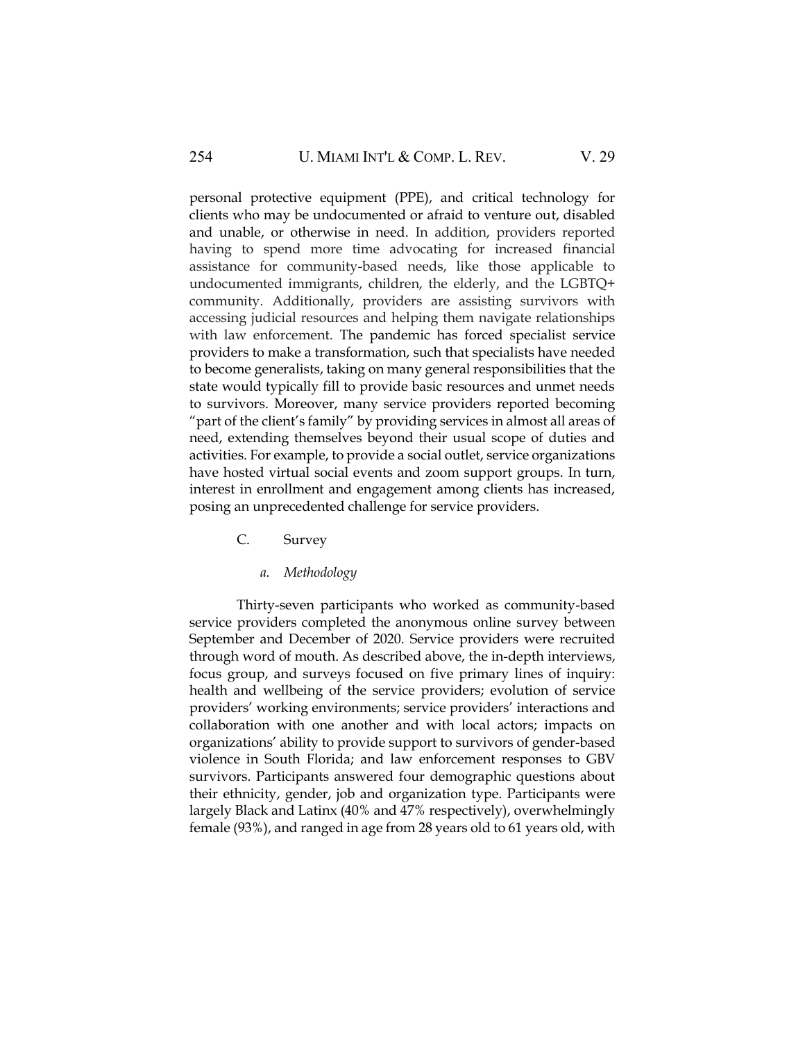personal protective equipment (PPE), and critical technology for clients who may be undocumented or afraid to venture out, disabled and unable, or otherwise in need. In addition, providers reported having to spend more time advocating for increased financial assistance for community-based needs, like those applicable to undocumented immigrants, children, the elderly, and the LGBTQ+ community. Additionally, providers are assisting survivors with accessing judicial resources and helping them navigate relationships with law enforcement. The pandemic has forced specialist service providers to make a transformation, such that specialists have needed to become generalists, taking on many general responsibilities that the state would typically fill to provide basic resources and unmet needs to survivors. Moreover, many service providers reported becoming "part of the client's family" by providing services in almost all areas of need, extending themselves beyond their usual scope of duties and activities. For example, to provide a social outlet, service organizations have hosted virtual social events and zoom support groups. In turn, interest in enrollment and engagement among clients has increased, posing an unprecedented challenge for service providers.

### C. Survey

#### *a. Methodology*

Thirty-seven participants who worked as community-based service providers completed the anonymous online survey between September and December of 2020. Service providers were recruited through word of mouth. As described above, the in-depth interviews, focus group, and surveys focused on five primary lines of inquiry: health and wellbeing of the service providers; evolution of service providers' working environments; service providers' interactions and collaboration with one another and with local actors; impacts on organizations' ability to provide support to survivors of gender-based violence in South Florida; and law enforcement responses to GBV survivors. Participants answered four demographic questions about their ethnicity, gender, job and organization type. Participants were largely Black and Latinx (40% and 47% respectively), overwhelmingly female (93%), and ranged in age from 28 years old to 61 years old, with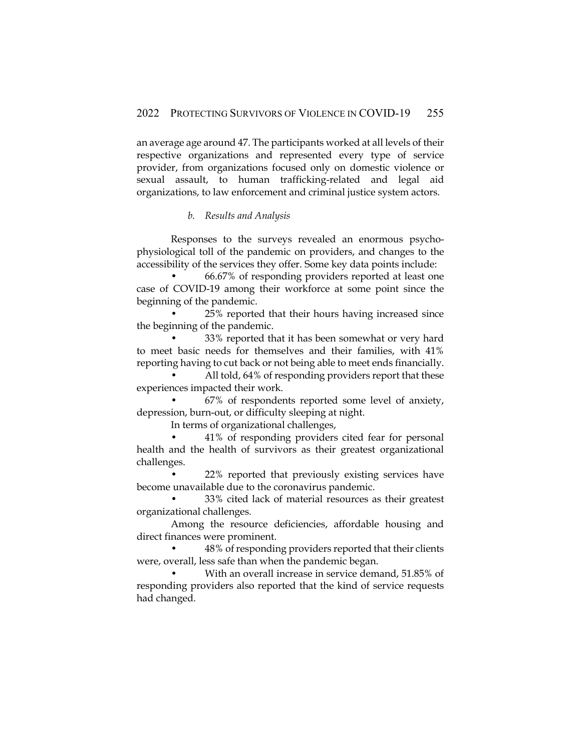an average age around 47. The participants worked at all levels of their respective organizations and represented every type of service provider, from organizations focused only on domestic violence or sexual assault, to human trafficking-related and legal aid organizations, to law enforcement and criminal justice system actors.

#### *b. Results and Analysis*

Responses to the surveys revealed an enormous psycho-physiological toll of the pandemic on providers, and changes to the accessibility of the services they offer. Some key data points include:

- 66.67% of responding providers reported at least one case of COVID-19 among their workforce at some point since the beginning of the pandemic.
- 25% reported that their hours having increased since the beginning of the pandemic.
- 33% reported that it has been somewhat or very hard to meet basic needs for themselves and their families, with 41% reporting having to cut back or not being able to meet ends financially.
- All told, 64% of responding providers report that these experiences impacted their work.
- 67% of respondents reported some level of anxiety, depression, burn-out, or difficulty sleeping at night.

In terms of organizational challenges,

- 41% of responding providers cited fear for personal health and the health of survivors as their greatest organizational challenges.
- 22% reported that previously existing services have become unavailable due to the coronavirus pandemic.
- 33% cited lack of material resources as their greatest organizational challenges.

Among the resource deficiencies, affordable housing and direct finances were prominent.

- 48% of responding providers reported that their clients were, overall, less safe than when the pandemic began.
- With an overall increase in service demand, 51.85% of responding providers also reported that the kind of service requests had changed.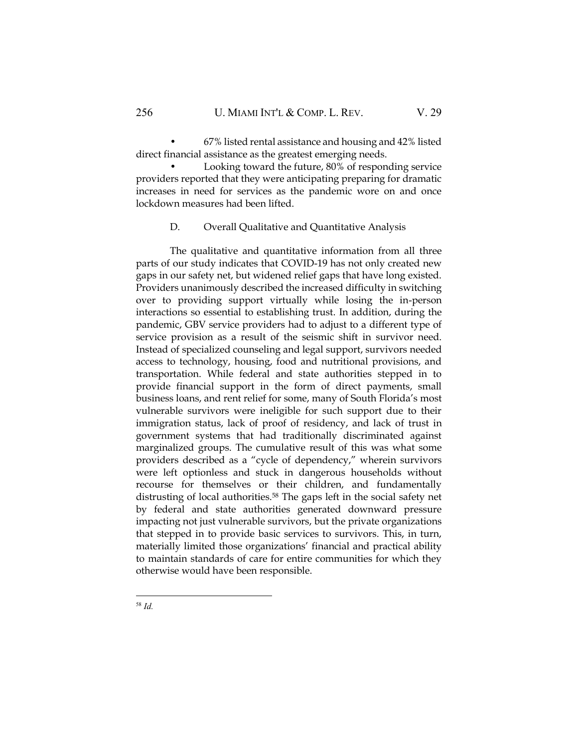- 67% listed rental assistance and housing and 42% listed direct financial assistance as the greatest emerging needs.
- Looking toward the future, 80% of responding service providers reported that they were anticipating preparing for dramatic increases in need for services as the pandemic wore on and once lockdown measures had been lifted.

### D. Overall Qualitative and Quantitative Analysis

The qualitative and quantitative information from all three parts of our study indicates that COVID-19 has not only created new gaps in our safety net, but widened relief gaps that have long existed. Providers unanimously described the increased difficulty in switching over to providing support virtually while losing the in-person interactions so essential to establishing trust. In addition, during the pandemic, GBV service providers had to adjust to a different type of service provision as a result of the seismic shift in survivor need. Instead of specialized counseling and legal support, survivors needed access to technology, housing, food and nutritional provisions, and transportation. While federal and state authorities stepped in to provide financial support in the form of direct payments, small business loans, and rent relief for some, many of South Florida's most vulnerable survivors were ineligible for such support due to their immigration status, lack of proof of residency, and lack of trust in government systems that had traditionally discriminated against marginalized groups. The cumulative result of this was what some providers described as a "cycle of dependency," wherein survivors were left optionless and stuck in dangerous households without recourse for themselves or their children, and fundamentally distrusting of local authorities.[58] The gaps left in the social safety net by federal and state authorities generated downward pressure impacting not just vulnerable survivors, but the private organizations that stepped in to provide basic services to survivors. This, in turn, materially limited those organizations' financial and practical ability to maintain standards of care for entire communities for which they otherwise would have been responsible.

---

[58] *Id.*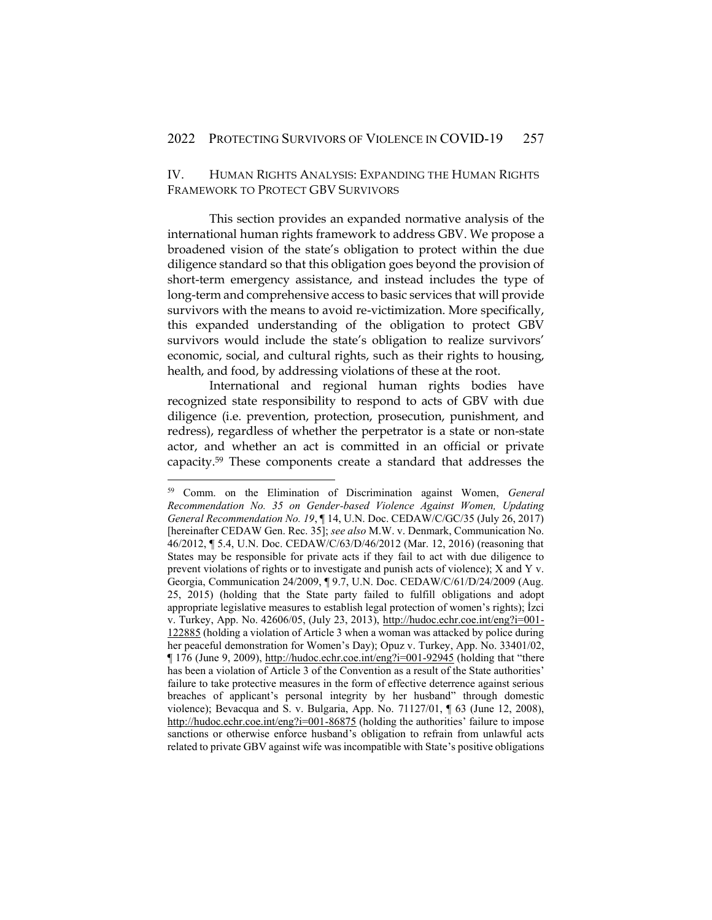## IV. HUMAN RIGHTS ANALYSIS: EXPANDING THE HUMAN RIGHTS FRAMEWORK TO PROTECT GBV SURVIVORS

This section provides an expanded normative analysis of the international human rights framework to address GBV. We propose a broadened vision of the state's obligation to protect within the due diligence standard so that this obligation goes beyond the provision of short-term emergency assistance, and instead includes the type of long-term and comprehensive access to basic services that will provide survivors with the means to avoid re-victimization. More specifically, this expanded understanding of the obligation to protect GBV survivors would include the state's obligation to realize survivors' economic, social, and cultural rights, such as their rights to housing, health, and food, by addressing violations of these at the root.

International and regional human rights bodies have recognized state responsibility to respond to acts of GBV with due diligence (i.e. prevention, protection, prosecution, punishment, and redress), regardless of whether the perpetrator is a state or non-state actor, and whether an act is committed in an official or private capacity.[59] These components create a standard that addresses the

---

[59] Comm. on the Elimination of Discrimination against Women, *General Recommendation No. 35 on Gender-based Violence Against Women, Updating General Recommendation No. 19*, ¶ 14, U.N. Doc. CEDAW/C/GC/35 (July 26, 2017) [hereinafter CEDAW Gen. Rec. 35]; *see also* M.W. v. Denmark, Communication No. 46/2012, ¶ 5.4, U.N. Doc. CEDAW/C/63/D/46/2012 (Mar. 12, 2016) (reasoning that States may be responsible for private acts if they fail to act with due diligence to prevent violations of rights or to investigate and punish acts of violence); X and Y v. Georgia, Communication 24/2009, ¶ 9.7, U.N. Doc. CEDAW/C/61/D/24/2009 (Aug. 25, 2015) (holding that the State party failed to fulfill obligations and adopt appropriate legislative measures to establish legal protection of women's rights); İzci v. Turkey, App. No. 42606/05, (July 23, 2013), http://hudoc.echr.coe.int/eng?i=001-122885 (holding a violation of Article 3 when a woman was attacked by police during her peaceful demonstration for Women's Day); Opuz v. Turkey, App. No. 33401/02, ¶ 176 (June 9, 2009), http://hudoc.echr.coe.int/eng?i=001-92945 (holding that "there has been a violation of Article 3 of the Convention as a result of the State authorities' failure to take protective measures in the form of effective deterrence against serious breaches of applicant's personal integrity by her husband" through domestic violence); Bevacqua and S. v. Bulgaria, App. No. 71127/01, ¶ 63 (June 12, 2008), http://hudoc.echr.coe.int/eng?i=001-86875 (holding the authorities' failure to impose sanctions or otherwise enforce husband's obligation to refrain from unlawful acts related to private GBV against wife was incompatible with State's positive obligations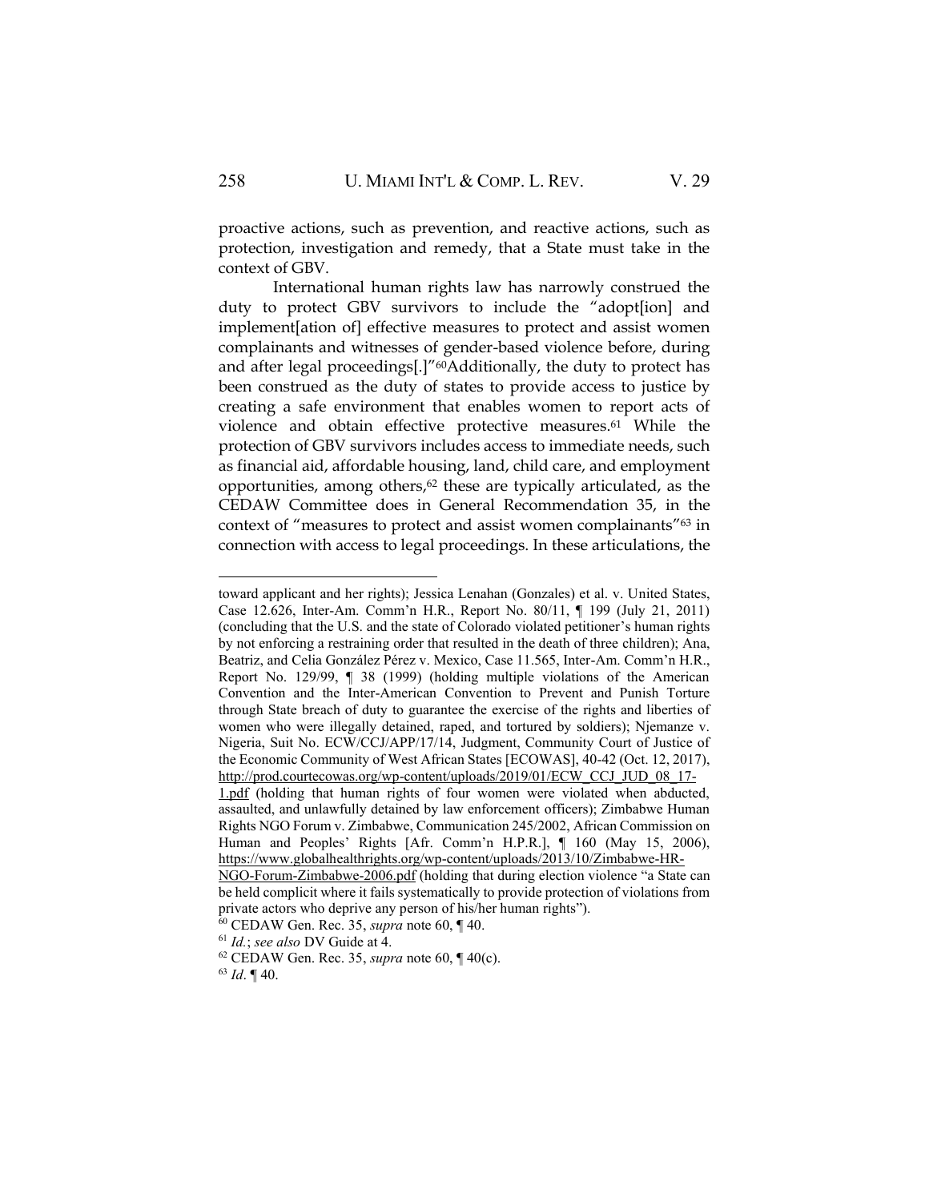proactive actions, such as prevention, and reactive actions, such as protection, investigation and remedy, that a State must take in the context of GBV.

International human rights law has narrowly construed the duty to protect GBV survivors to include the "adopt[ion] and implement[ation of] effective measures to protect and assist women complainants and witnesses of gender-based violence before, during and after legal proceedings[.]"[60]Additionally, the duty to protect has been construed as the duty of states to provide access to justice by creating a safe environment that enables women to report acts of violence and obtain effective protective measures.[61] While the protection of GBV survivors includes access to immediate needs, such as financial aid, affordable housing, land, child care, and employment opportunities, among others,[62] these are typically articulated, as the CEDAW Committee does in General Recommendation 35, in the context of "measures to protect and assist women complainants"[63] in connection with access to legal proceedings. In these articulations, the

---

toward applicant and her rights); Jessica Lenahan (Gonzales) et al. v. United States, Case 12.626, Inter-Am. Comm'n H.R., Report No. 80/11, ¶ 199 (July 21, 2011) (concluding that the U.S. and the state of Colorado violated petitioner's human rights by not enforcing a restraining order that resulted in the death of three children); Ana, Beatriz, and Celia González Pérez v. Mexico, Case 11.565, Inter-Am. Comm'n H.R., Report No. 129/99, ¶ 38 (1999) (holding multiple violations of the American Convention and the Inter-American Convention to Prevent and Punish Torture through State breach of duty to guarantee the exercise of the rights and liberties of women who were illegally detained, raped, and tortured by soldiers); Njemanze v. Nigeria, Suit No. ECW/CCJ/APP/17/14, Judgment, Community Court of Justice of the Economic Community of West African States [ECOWAS], 40-42 (Oct. 12, 2017), http://prod.courtecowas.org/wp-content/uploads/2019/01/ECW_CCJ_JUD_08_17-1.pdf (holding that human rights of four women were violated when abducted, assaulted, and unlawfully detained by law enforcement officers); Zimbabwe Human Rights NGO Forum v. Zimbabwe, Communication 245/2002, African Commission on Human and Peoples' Rights [Afr. Comm'n H.P.R.], ¶ 160 (May 15, 2006), https://www.globalhealthrights.org/wp-content/uploads/2013/10/Zimbabwe-HR-NGO-Forum-Zimbabwe-2006.pdf (holding that during election violence "a State can be held complicit where it fails systematically to provide protection of violations from private actors who deprive any person of his/her human rights").

[60] CEDAW Gen. Rec. 35, *supra* note 60, ¶ 40.

[61] *Id.*; *see also* DV Guide at 4.

[62] CEDAW Gen. Rec. 35, *supra* note 60, ¶ 40(c).

[63] *Id*. ¶ 40.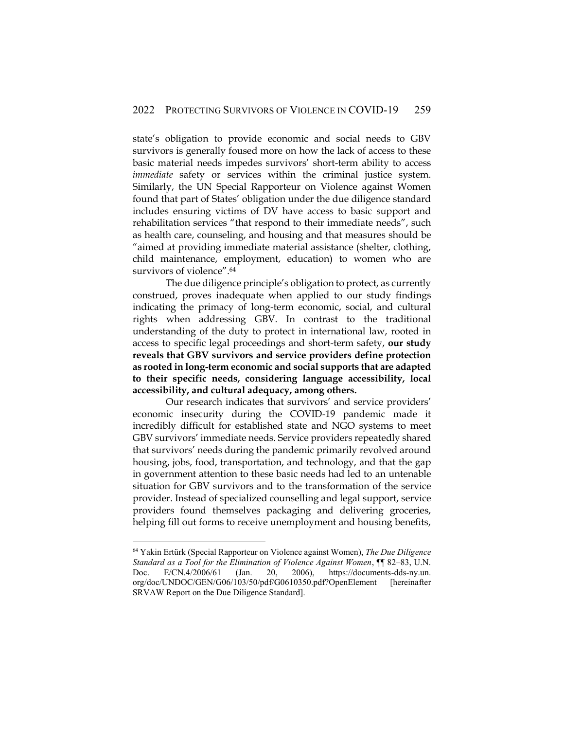state's obligation to provide economic and social needs to GBV survivors is generally foused more on how the lack of access to these basic material needs impedes survivors' short-term ability to access *immediate* safety or services within the criminal justice system. Similarly, the UN Special Rapporteur on Violence against Women found that part of States' obligation under the due diligence standard includes ensuring victims of DV have access to basic support and rehabilitation services "that respond to their immediate needs", such as health care, counseling, and housing and that measures should be "aimed at providing immediate material assistance (shelter, clothing, child maintenance, employment, education) to women who are survivors of violence".[64]

The due diligence principle's obligation to protect, as currently construed, proves inadequate when applied to our study findings indicating the primacy of long-term economic, social, and cultural rights when addressing GBV. In contrast to the traditional understanding of the duty to protect in international law, rooted in access to specific legal proceedings and short-term safety, **our study reveals that GBV survivors and service providers define protection as rooted in long-term economic and social supports that are adapted to their specific needs, considering language accessibility, local accessibility, and cultural adequacy, among others.**

Our research indicates that survivors' and service providers' economic insecurity during the COVID-19 pandemic made it incredibly difficult for established state and NGO systems to meet GBV survivors' immediate needs. Service providers repeatedly shared that survivors' needs during the pandemic primarily revolved around housing, jobs, food, transportation, and technology, and that the gap in government attention to these basic needs had led to an untenable situation for GBV survivors and to the transformation of the service provider. Instead of specialized counselling and legal support, service providers found themselves packaging and delivering groceries, helping fill out forms to receive unemployment and housing benefits,

---

[64] Yakin Ertürk (Special Rapporteur on Violence against Women), *The Due Diligence Standard as a Tool for the Elimination of Violence Against Women*, ¶¶ 82–83, U.N. Doc. E/CN.4/2006/61 (Jan. 20, 2006), https://documents-dds-ny.un.org/doc/UNDOC/GEN/G06/103/50/pdf/G0610350.pdf?OpenElement [hereinafter SRVAW Report on the Due Diligence Standard].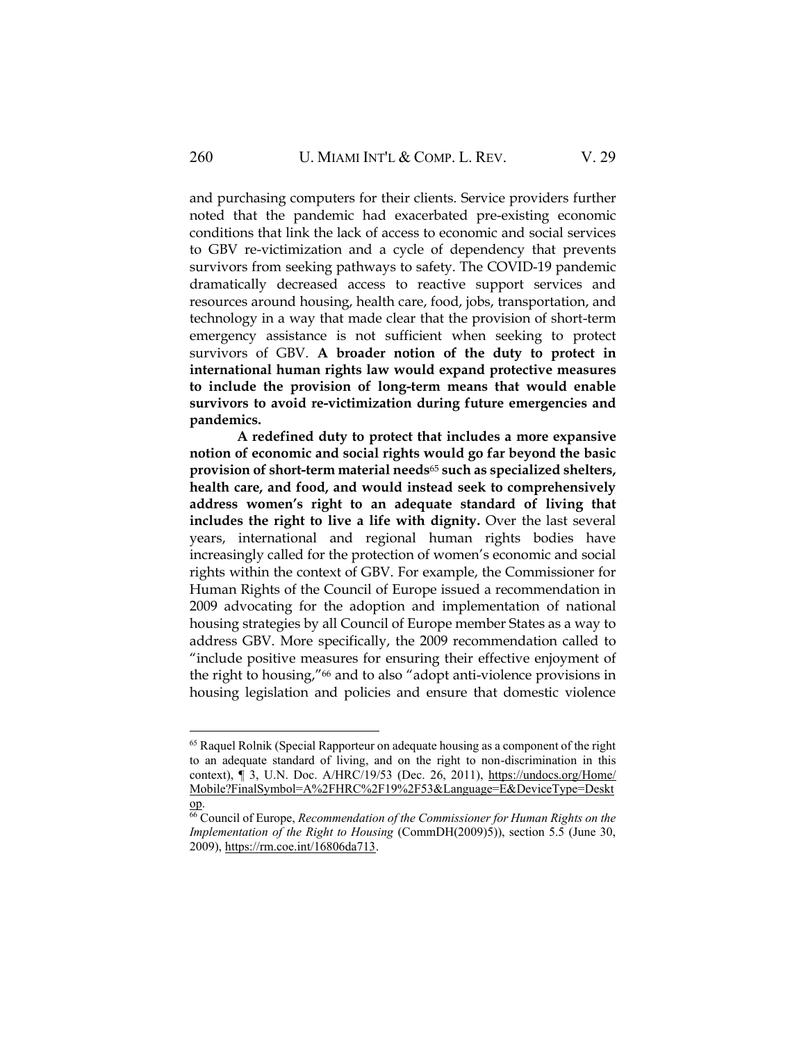and purchasing computers for their clients. Service providers further noted that the pandemic had exacerbated pre-existing economic conditions that link the lack of access to economic and social services to GBV re-victimization and a cycle of dependency that prevents survivors from seeking pathways to safety. The COVID-19 pandemic dramatically decreased access to reactive support services and resources around housing, health care, food, jobs, transportation, and technology in a way that made clear that the provision of short-term emergency assistance is not sufficient when seeking to protect survivors of GBV. **A broader notion of the duty to protect in international human rights law would expand protective measures to include the provision of long-term means that would enable survivors to avoid re-victimization during future emergencies and pandemics.**

**A redefined duty to protect that includes a more expansive notion of economic and social rights would go far beyond the basic provision of short-term material needs**[65] **such as specialized shelters, health care, and food, and would instead seek to comprehensively address women's right to an adequate standard of living that includes the right to live a life with dignity.** Over the last several years, international and regional human rights bodies have increasingly called for the protection of women's economic and social rights within the context of GBV. For example, the Commissioner for Human Rights of the Council of Europe issued a recommendation in 2009 advocating for the adoption and implementation of national housing strategies by all Council of Europe member States as a way to address GBV. More specifically, the 2009 recommendation called to "include positive measures for ensuring their effective enjoyment of the right to housing,"[66] and to also "adopt anti-violence provisions in housing legislation and policies and ensure that domestic violence

---

[65] Raquel Rolnik (Special Rapporteur on adequate housing as a component of the right to an adequate standard of living, and on the right to non-discrimination in this context), ¶ 3, U.N. Doc. A/HRC/19/53 (Dec. 26, 2011), https://undocs.org/Home/Mobile?FinalSymbol=A%2FHRC%2F19%2F53&Language=E&DeviceType=Desktop.

[66] Council of Europe, *Recommendation of the Commissioner for Human Rights on the Implementation of the Right to Housing* (CommDH(2009)5)), section 5.5 (June 30, 2009), https://rm.coe.int/16806da713.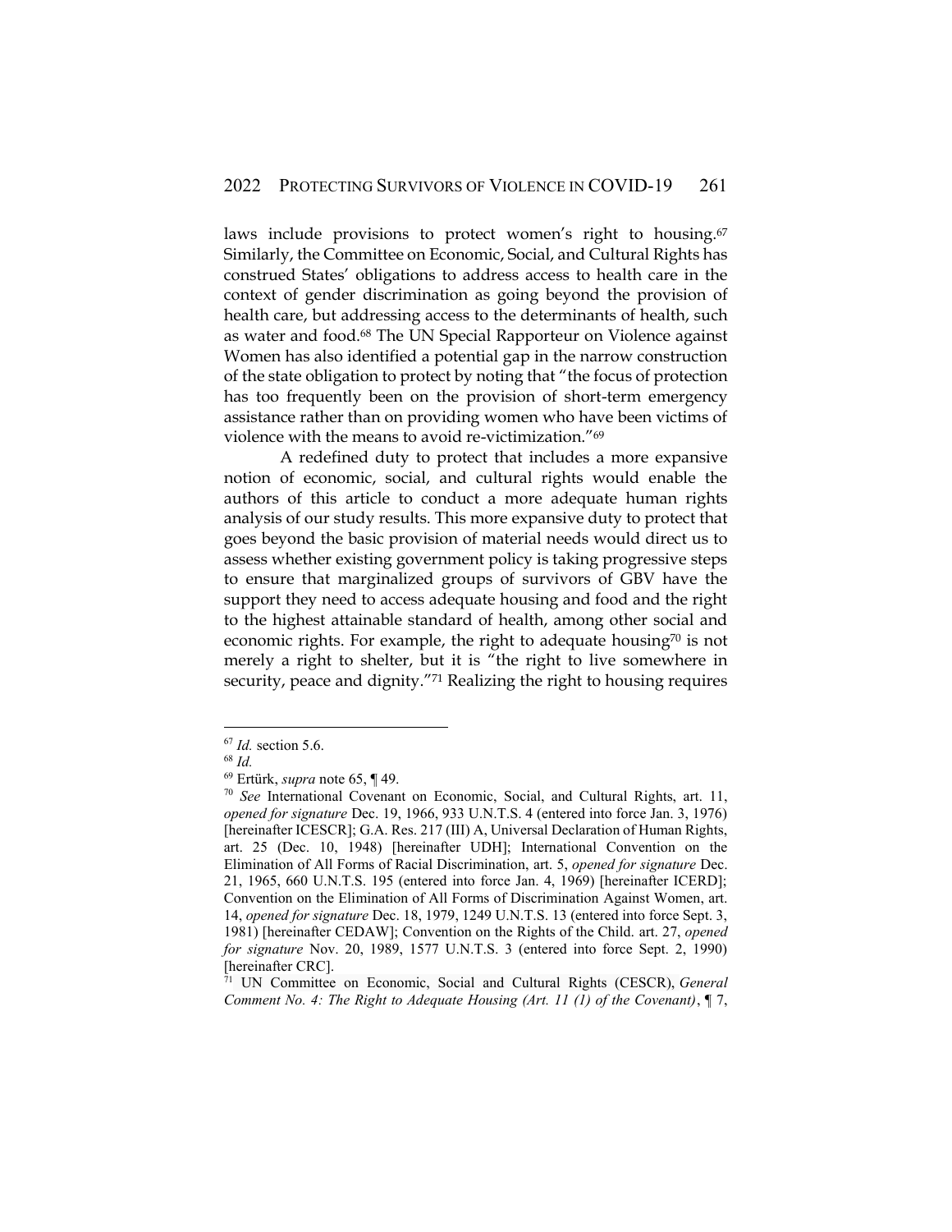laws include provisions to protect women's right to housing.[67] Similarly, the Committee on Economic, Social, and Cultural Rights has construed States' obligations to address access to health care in the context of gender discrimination as going beyond the provision of health care, but addressing access to the determinants of health, such as water and food.[68] The UN Special Rapporteur on Violence against Women has also identified a potential gap in the narrow construction of the state obligation to protect by noting that "the focus of protection has too frequently been on the provision of short-term emergency assistance rather than on providing women who have been victims of violence with the means to avoid re-victimization."[69]

A redefined duty to protect that includes a more expansive notion of economic, social, and cultural rights would enable the authors of this article to conduct a more adequate human rights analysis of our study results. This more expansive duty to protect that goes beyond the basic provision of material needs would direct us to assess whether existing government policy is taking progressive steps to ensure that marginalized groups of survivors of GBV have the support they need to access adequate housing and food and the right to the highest attainable standard of health, among other social and economic rights. For example, the right to adequate housing[70] is not merely a right to shelter, but it is "the right to live somewhere in security, peace and dignity."[71] Realizing the right to housing requires

---

[67] *Id.* section 5.6.

[68] *Id.*

[69] Ertürk, *supra* note 65, ¶ 49.

[70] *See* International Covenant on Economic, Social, and Cultural Rights, art. 11, *opened for signature* Dec. 19, 1966, 933 U.N.T.S. 4 (entered into force Jan. 3, 1976) [hereinafter ICESCR]; G.A. Res. 217 (III) A, Universal Declaration of Human Rights, art. 25 (Dec. 10, 1948) [hereinafter UDH]; International Convention on the Elimination of All Forms of Racial Discrimination, art. 5, *opened for signature* Dec. 21, 1965, 660 U.N.T.S. 195 (entered into force Jan. 4, 1969) [hereinafter ICERD]; Convention on the Elimination of All Forms of Discrimination Against Women, art. 14, *opened for signature* Dec. 18, 1979, 1249 U.N.T.S. 13 (entered into force Sept. 3, 1981) [hereinafter CEDAW]; Convention on the Rights of the Child. art. 27, *opened for signature* Nov. 20, 1989, 1577 U.N.T.S. 3 (entered into force Sept. 2, 1990) [hereinafter CRC].

[71] UN Committee on Economic, Social and Cultural Rights (CESCR), *General Comment No. 4: The Right to Adequate Housing (Art. 11 (1) of the Covenant)*, ¶ 7,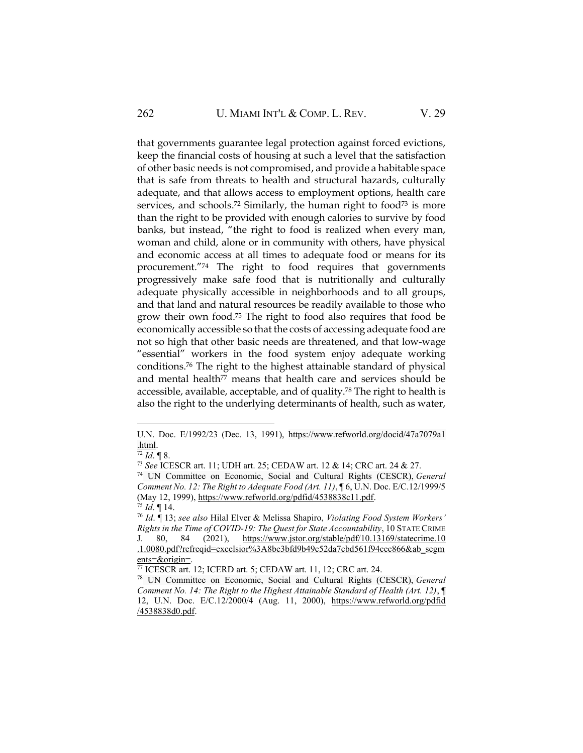that governments guarantee legal protection against forced evictions, keep the financial costs of housing at such a level that the satisfaction of other basic needs is not compromised, and provide a habitable space that is safe from threats to health and structural hazards, culturally adequate, and that allows access to employment options, health care services, and schools.[72] Similarly, the human right to food[73] is more than the right to be provided with enough calories to survive by food banks, but instead, "the right to food is realized when every man, woman and child, alone or in community with others, have physical and economic access at all times to adequate food or means for its procurement."[74] The right to food requires that governments progressively make safe food that is nutritionally and culturally adequate physically accessible in neighborhoods and to all groups, and that land and natural resources be readily available to those who grow their own food.[75] The right to food also requires that food be economically accessible so that the costs of accessing adequate food are not so high that other basic needs are threatened, and that low-wage "essential" workers in the food system enjoy adequate working conditions.[76] The right to the highest attainable standard of physical and mental health[77] means that health care and services should be accessible, available, acceptable, and of quality.[78] The right to health is also the right to the underlying determinants of health, such as water,

---

U.N. Doc. E/1992/23 (Dec. 13, 1991), https://www.refworld.org/docid/47a7079a1.html.

[72] *Id*. ¶ 8.

[73] *See* ICESCR art. 11; UDH art. 25; CEDAW art. 12 & 14; CRC art. 24 & 27.

[74] UN Committee on Economic, Social and Cultural Rights (CESCR), *General Comment No. 12: The Right to Adequate Food (Art. 11)*, ¶ 6, U.N. Doc. E/C.12/1999/5 (May 12, 1999), https://www.refworld.org/pdfid/4538838c11.pdf.

[75] *Id*. ¶ 14.

[76] *Id*. ¶ 13; *see also* Hilal Elver & Melissa Shapiro, *Violating Food System Workers' Rights in the Time of COVID-19: The Quest for State Accountability*, 10 STATE CRIME J. 80, 84 (2021), https://www.jstor.org/stable/pdf/10.13169/statecrime.10.1.0080.pdf?refreqid=excelsior%3A8be3bfd9b49c52da7cbd561f94cec866&ab_segments=&origin=.

[77] ICESCR art. 12; ICERD art. 5; CEDAW art. 11, 12; CRC art. 24.

[78] UN Committee on Economic, Social and Cultural Rights (CESCR), *General Comment No. 14: The Right to the Highest Attainable Standard of Health (Art. 12)*, ¶ 12, U.N. Doc. E/C.12/2000/4 (Aug. 11, 2000), https://www.refworld.org/pdfid/4538838d0.pdf.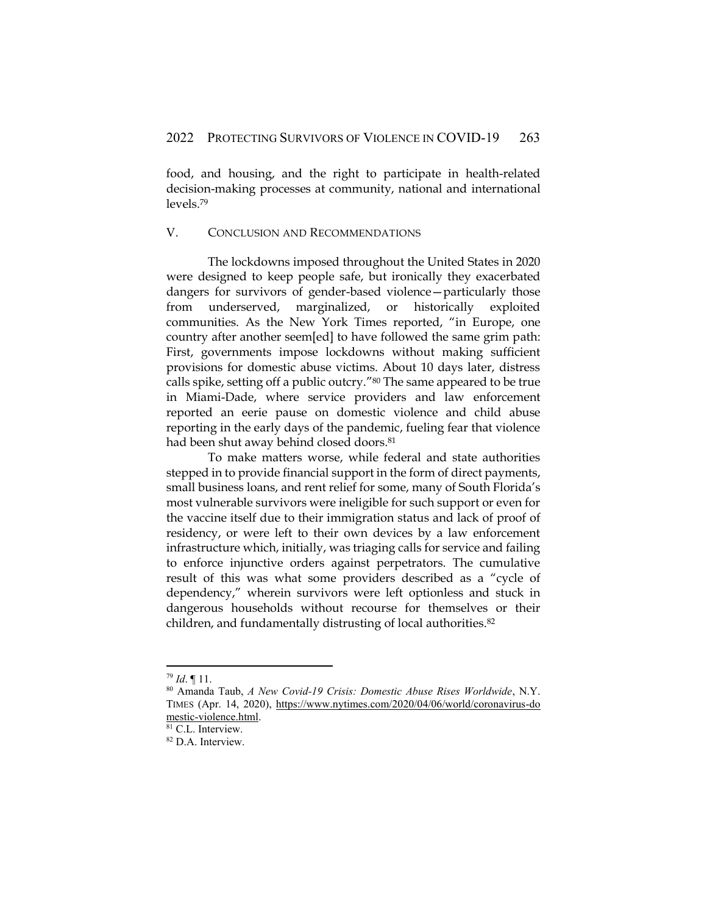food, and housing, and the right to participate in health-related decision-making processes at community, national and international levels.[79]

## V. CONCLUSION AND RECOMMENDATIONS

The lockdowns imposed throughout the United States in 2020 were designed to keep people safe, but ironically they exacerbated dangers for survivors of gender-based violence—particularly those from underserved, marginalized, or historically exploited communities. As the New York Times reported, "in Europe, one country after another seem[ed] to have followed the same grim path: First, governments impose lockdowns without making sufficient provisions for domestic abuse victims. About 10 days later, distress calls spike, setting off a public outcry."[80] The same appeared to be true in Miami-Dade, where service providers and law enforcement reported an eerie pause on domestic violence and child abuse reporting in the early days of the pandemic, fueling fear that violence had been shut away behind closed doors.[81]

To make matters worse, while federal and state authorities stepped in to provide financial support in the form of direct payments, small business loans, and rent relief for some, many of South Florida's most vulnerable survivors were ineligible for such support or even for the vaccine itself due to their immigration status and lack of proof of residency, or were left to their own devices by a law enforcement infrastructure which, initially, was triaging calls for service and failing to enforce injunctive orders against perpetrators. The cumulative result of this was what some providers described as a "cycle of dependency," wherein survivors were left optionless and stuck in dangerous households without recourse for themselves or their children, and fundamentally distrusting of local authorities.[82]

---

[79] *Id*. ¶ 11.

[80] Amanda Taub, *A New Covid-19 Crisis: Domestic Abuse Rises Worldwide*, N.Y. TIMES (Apr. 14, 2020), https://www.nytimes.com/2020/04/06/world/coronavirus-domestic-violence.html.

[81] C.L. Interview.

[82] D.A. Interview.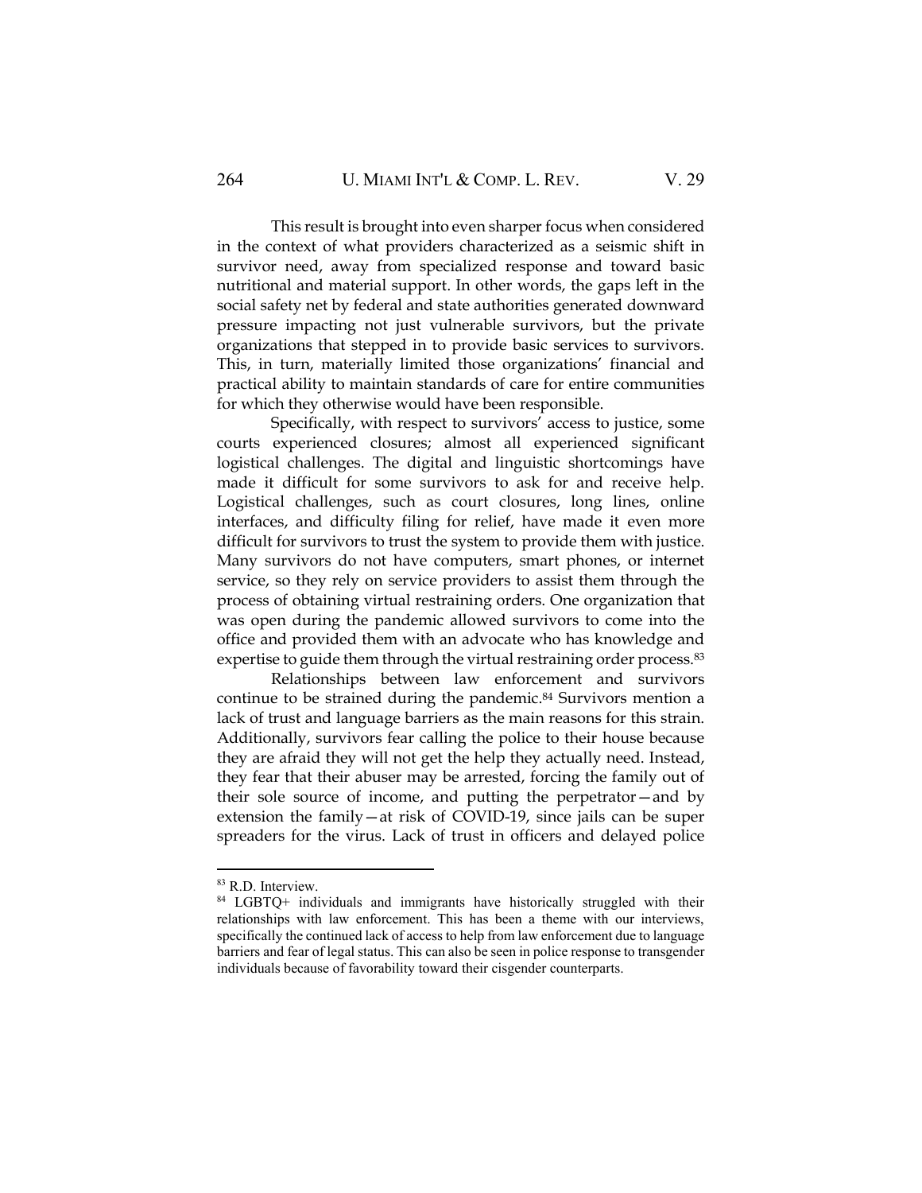This result is brought into even sharper focus when considered in the context of what providers characterized as a seismic shift in survivor need, away from specialized response and toward basic nutritional and material support. In other words, the gaps left in the social safety net by federal and state authorities generated downward pressure impacting not just vulnerable survivors, but the private organizations that stepped in to provide basic services to survivors. This, in turn, materially limited those organizations' financial and practical ability to maintain standards of care for entire communities for which they otherwise would have been responsible.

Specifically, with respect to survivors' access to justice, some courts experienced closures; almost all experienced significant logistical challenges. The digital and linguistic shortcomings have made it difficult for some survivors to ask for and receive help. Logistical challenges, such as court closures, long lines, online interfaces, and difficulty filing for relief, have made it even more difficult for survivors to trust the system to provide them with justice. Many survivors do not have computers, smart phones, or internet service, so they rely on service providers to assist them through the process of obtaining virtual restraining orders. One organization that was open during the pandemic allowed survivors to come into the office and provided them with an advocate who has knowledge and expertise to guide them through the virtual restraining order process.[83]

Relationships between law enforcement and survivors continue to be strained during the pandemic.[84] Survivors mention a lack of trust and language barriers as the main reasons for this strain. Additionally, survivors fear calling the police to their house because they are afraid they will not get the help they actually need. Instead, they fear that their abuser may be arrested, forcing the family out of their sole source of income, and putting the perpetrator—and by extension the family—at risk of COVID-19, since jails can be super spreaders for the virus. Lack of trust in officers and delayed police

---

[83] R.D. Interview.

[84] LGBTQ+ individuals and immigrants have historically struggled with their relationships with law enforcement. This has been a theme with our interviews, specifically the continued lack of access to help from law enforcement due to language barriers and fear of legal status. This can also be seen in police response to transgender individuals because of favorability toward their cisgender counterparts.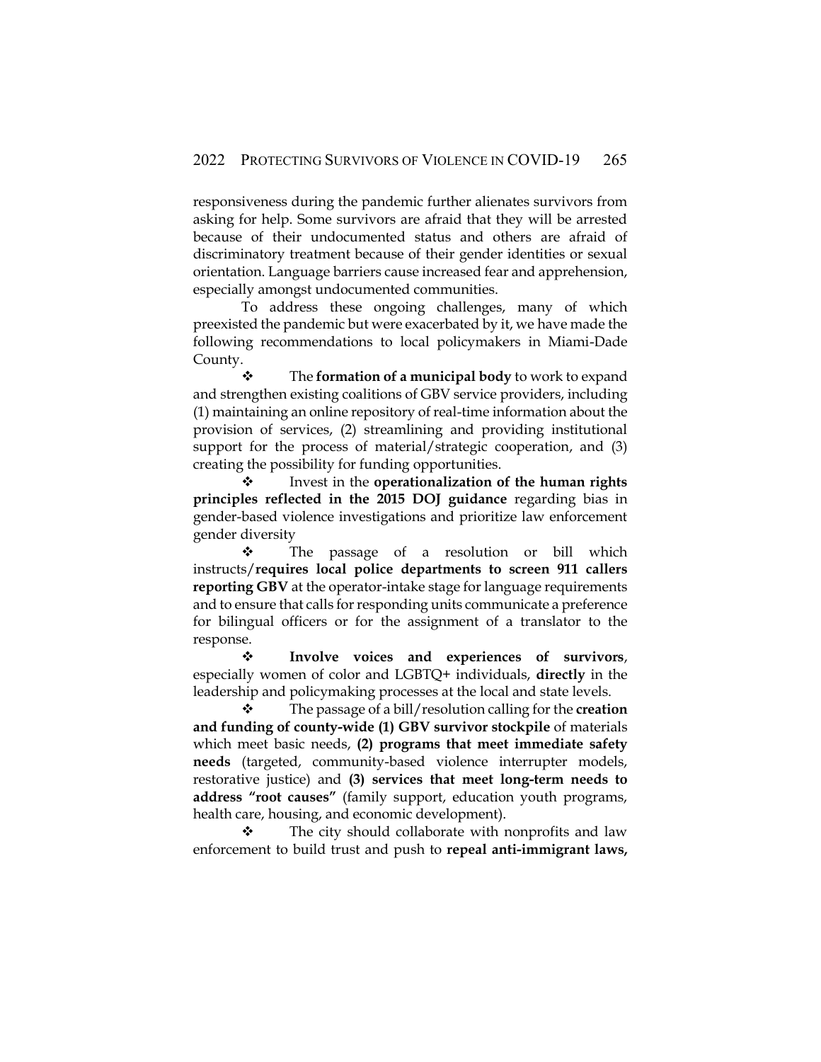responsiveness during the pandemic further alienates survivors from asking for help. Some survivors are afraid that they will be arrested because of their undocumented status and others are afraid of discriminatory treatment because of their gender identities or sexual orientation. Language barriers cause increased fear and apprehension, especially amongst undocumented communities.

To address these ongoing challenges, many of which preexisted the pandemic but were exacerbated by it, we have made the following recommendations to local policymakers in Miami-Dade County.

- The **formation of a municipal body** to work to expand and strengthen existing coalitions of GBV service providers, including (1) maintaining an online repository of real-time information about the provision of services, (2) streamlining and providing institutional support for the process of material/strategic cooperation, and (3) creating the possibility for funding opportunities.
- Invest in the **operationalization of the human rights principles reflected in the 2015 DOJ guidance** regarding bias in gender-based violence investigations and prioritize law enforcement gender diversity
- The passage of a resolution or bill which instructs/**requires local police departments to screen 911 callers reporting GBV** at the operator-intake stage for language requirements and to ensure that calls for responding units communicate a preference for bilingual officers or for the assignment of a translator to the response.
- **Involve voices and experiences of survivors**, especially women of color and LGBTQ+ individuals, **directly** in the leadership and policymaking processes at the local and state levels.
- The passage of a bill/resolution calling for the **creation and funding of county-wide (1) GBV survivor stockpile** of materials which meet basic needs, **(2) programs that meet immediate safety needs** (targeted, community-based violence interrupter models, restorative justice) and **(3) services that meet long-term needs to address "root causes"** (family support, education youth programs, health care, housing, and economic development).
- The city should collaborate with nonprofits and law enforcement to build trust and push to **repeal anti-immigrant laws,**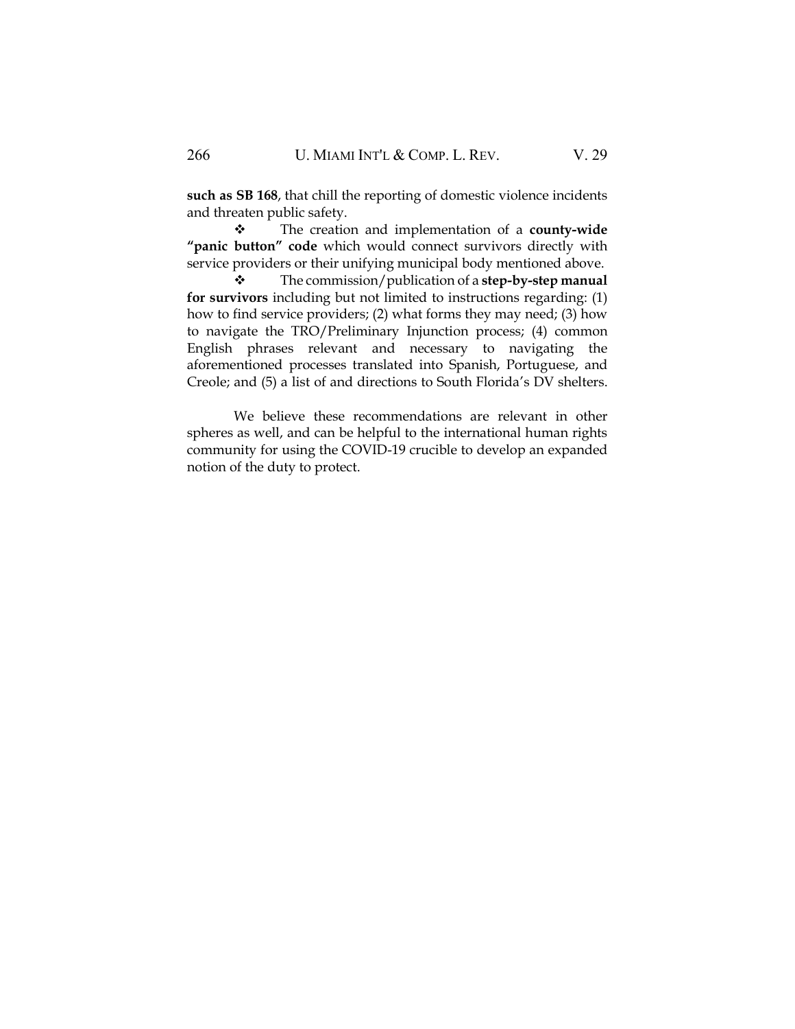**such as SB 168**, that chill the reporting of domestic violence incidents and threaten public safety.

- The creation and implementation of a **county-wide "panic button" code** which would connect survivors directly with service providers or their unifying municipal body mentioned above.
- The commission/publication of a **step-by-step manual for survivors** including but not limited to instructions regarding: (1) how to find service providers; (2) what forms they may need; (3) how to navigate the TRO/Preliminary Injunction process; (4) common English phrases relevant and necessary to navigating the aforementioned processes translated into Spanish, Portuguese, and Creole; and (5) a list of and directions to South Florida's DV shelters.

We believe these recommendations are relevant in other spheres as well, and can be helpful to the international human rights community for using the COVID-19 crucible to develop an expanded notion of the duty to protect.